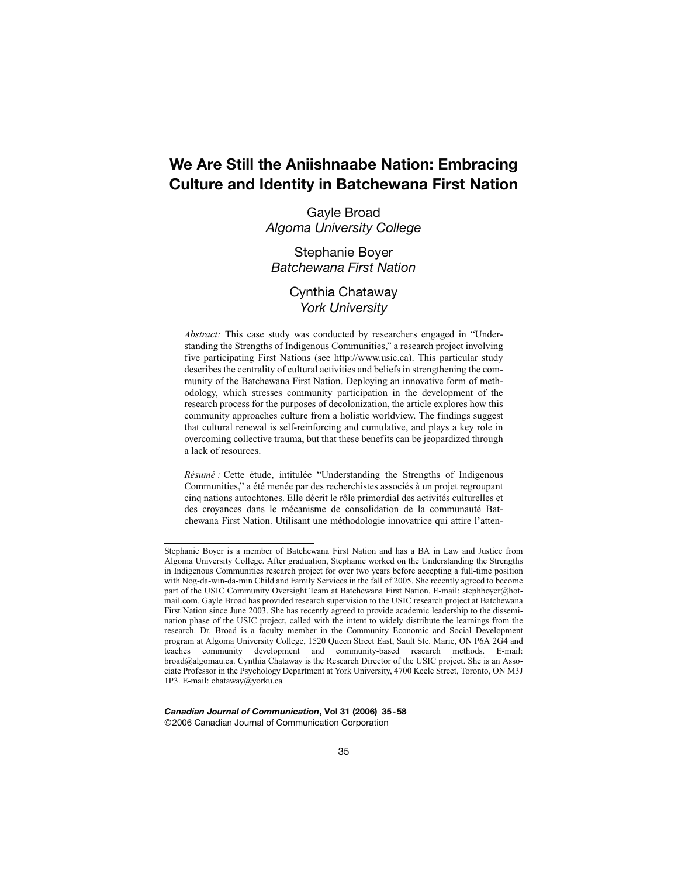# We Are Still the Aniishnaabe Nation: Embracing Culture and Identity in Batchewana First Nation

Gayle Broad
*Algoma University College*

Stephanie Boyer
*Batchewana First Nation*

Cynthia Chataway
*York University*

*Abstract:* This case study was conducted by researchers engaged in "Understanding the Strengths of Indigenous Communities," a research project involving five participating First Nations (see http://www.usic.ca). This particular study describes the centrality of cultural activities and beliefs in strengthening the community of the Batchewana First Nation. Deploying an innovative form of methodology, which stresses community participation in the development of the research process for the purposes of decolonization, the article explores how this community approaches culture from a holistic worldview. The findings suggest that cultural renewal is self-reinforcing and cumulative, and plays a key role in overcoming collective trauma, but that these benefits can be jeopardized through a lack of resources.

*Résumé :* Cette étude, intitulée "Understanding the Strengths of Indigenous Communities," a été menée par des recherchistes associés à un projet regroupant cinq nations autochtones. Elle décrit le rôle primordial des activités culturelles et des croyances dans le mécanisme de consolidation de la communauté Batchewana First Nation. Utilisant une méthodologie innovatrice qui attire l'atten-

---

Stephanie Boyer is a member of Batchewana First Nation and has a BA in Law and Justice from Algoma University College. After graduation, Stephanie worked on the Understanding the Strengths in Indigenous Communities research project for over two years before accepting a full-time position with Nog-da-win-da-min Child and Family Services in the fall of 2005. She recently agreed to become part of the USIC Community Oversight Team at Batchewana First Nation. E-mail: stephboyer@hotmail.com. Gayle Broad has provided research supervision to the USIC research project at Batchewana First Nation since June 2003. She has recently agreed to provide academic leadership to the dissemination phase of the USIC project, called with the intent to widely distribute the learnings from the research. Dr. Broad is a faculty member in the Community Economic and Social Development program at Algoma University College, 1520 Queen Street East, Sault Ste. Marie, ON P6A 2G4 and teaches community development and community-based research methods. E-mail: broad@algomau.ca. Cynthia Chataway is the Research Director of the USIC project. She is an Associate Professor in the Psychology Department at York University, 4700 Keele Street, Toronto, ON M3J 1P3. E-mail: chataway@yorku.ca

**Canadian Journal of Communication, Vol 31 (2006) 35-58**
©2006 Canadian Journal of Communication Corporation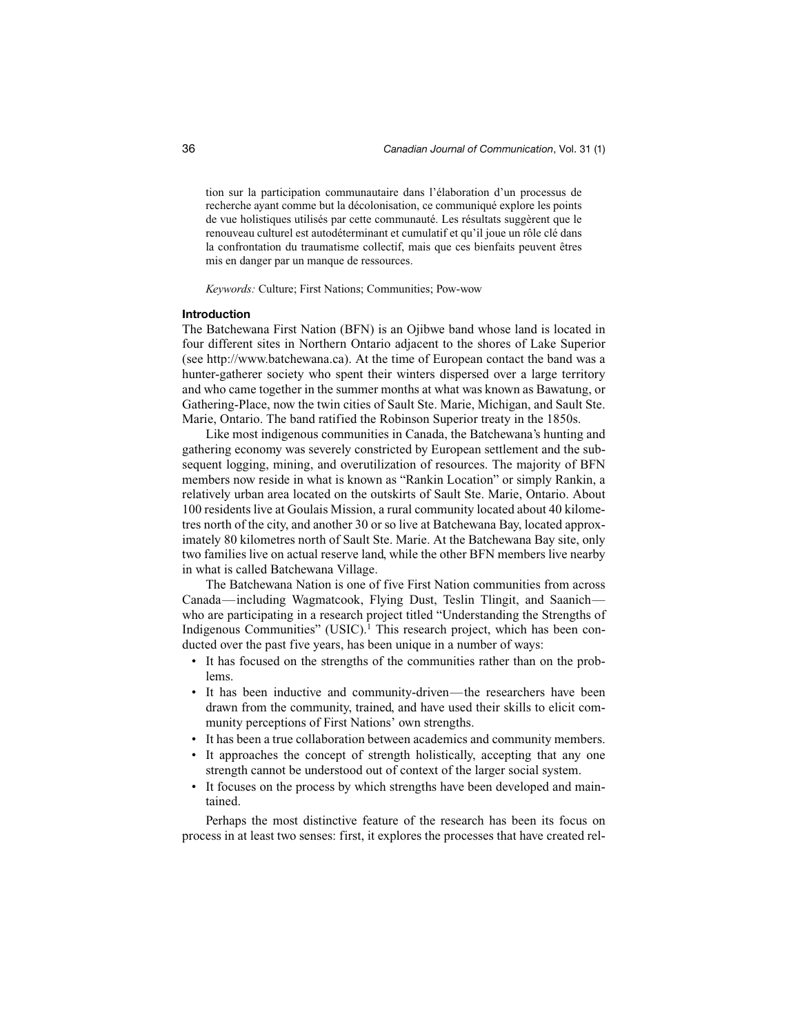tion sur la participation communautaire dans l'élaboration d'un processus de recherche ayant comme but la décolonisation, ce communiqué explore les points de vue holistiques utilisés par cette communauté. Les résultats suggèrent que le renouveau culturel est autodéterminant et cumulatif et qu'il joue un rôle clé dans la confrontation du traumatisme collectif, mais que ces bienfaits peuvent êtres mis en danger par un manque de ressources.

*Keywords:* Culture; First Nations; Communities; Pow-wow

## Introduction

The Batchewana First Nation (BFN) is an Ojibwe band whose land is located in four different sites in Northern Ontario adjacent to the shores of Lake Superior (see http://www.batchewana.ca). At the time of European contact the band was a hunter-gatherer society who spent their winters dispersed over a large territory and who came together in the summer months at what was known as Bawatung, or Gathering-Place, now the twin cities of Sault Ste. Marie, Michigan, and Sault Ste. Marie, Ontario. The band ratified the Robinson Superior treaty in the 1850s.

Like most indigenous communities in Canada, the Batchewana's hunting and gathering economy was severely constricted by European settlement and the subsequent logging, mining, and overutilization of resources. The majority of BFN members now reside in what is known as "Rankin Location" or simply Rankin, a relatively urban area located on the outskirts of Sault Ste. Marie, Ontario. About 100 residents live at Goulais Mission, a rural community located about 40 kilometres north of the city, and another 30 or so live at Batchewana Bay, located approximately 80 kilometres north of Sault Ste. Marie. At the Batchewana Bay site, only two families live on actual reserve land, while the other BFN members live nearby in what is called Batchewana Village.

The Batchewana Nation is one of five First Nation communities from across Canada—including Wagmatcook, Flying Dust, Teslin Tlingit, and Saanich—who are participating in a research project titled "Understanding the Strengths of Indigenous Communities" (USIC).[1] This research project, which has been conducted over the past five years, has been unique in a number of ways:

- It has focused on the strengths of the communities rather than on the problems.
- It has been inductive and community-driven—the researchers have been drawn from the community, trained, and have used their skills to elicit community perceptions of First Nations' own strengths.
- It has been a true collaboration between academics and community members.
- It approaches the concept of strength holistically, accepting that any one strength cannot be understood out of context of the larger social system.
- It focuses on the process by which strengths have been developed and maintained.

Perhaps the most distinctive feature of the research has been its focus on process in at least two senses: first, it explores the processes that have created rel-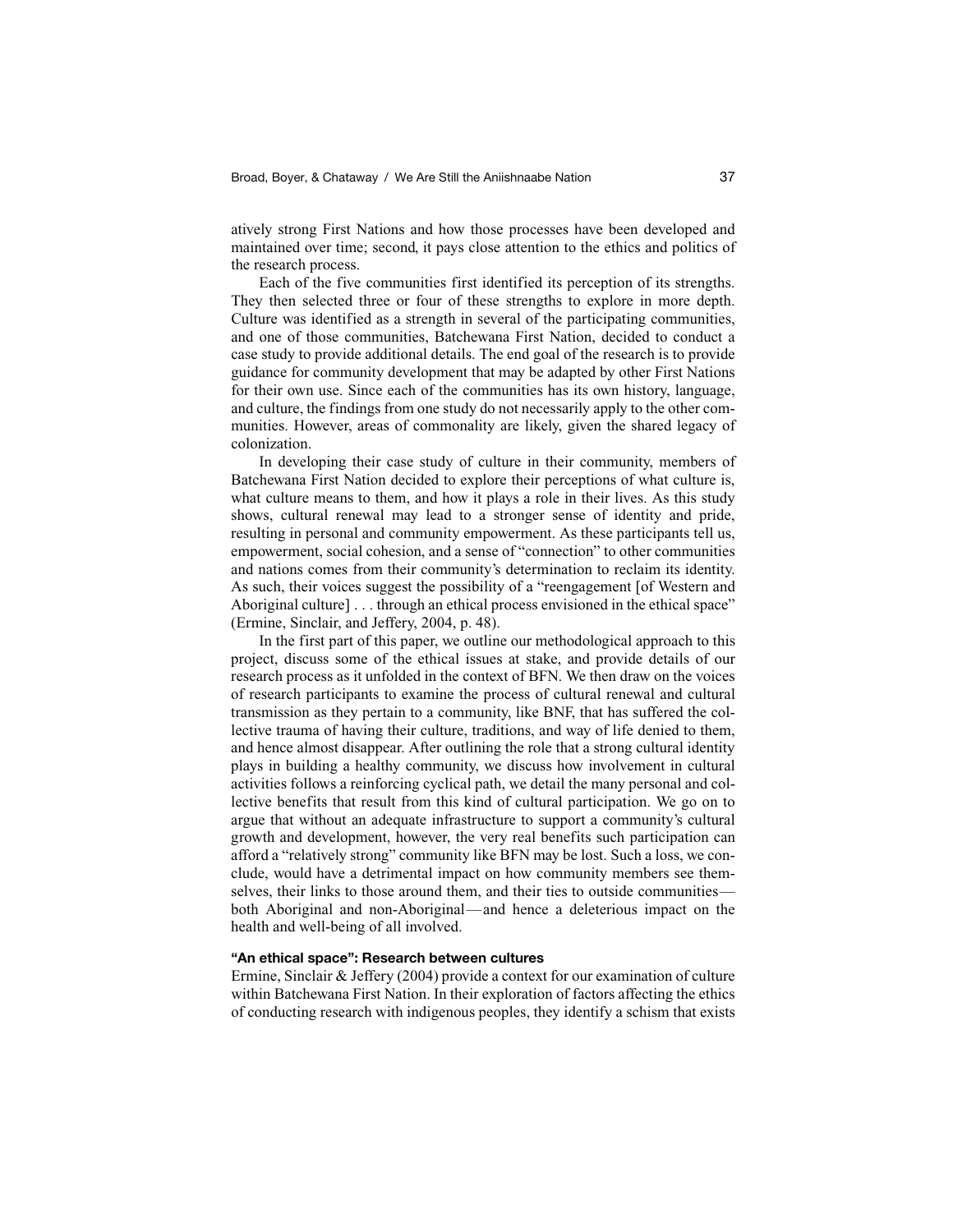atively strong First Nations and how those processes have been developed and maintained over time; second, it pays close attention to the ethics and politics of the research process.

Each of the five communities first identified its perception of its strengths. They then selected three or four of these strengths to explore in more depth. Culture was identified as a strength in several of the participating communities, and one of those communities, Batchewana First Nation, decided to conduct a case study to provide additional details. The end goal of the research is to provide guidance for community development that may be adapted by other First Nations for their own use. Since each of the communities has its own history, language, and culture, the findings from one study do not necessarily apply to the other communities. However, areas of commonality are likely, given the shared legacy of colonization.

In developing their case study of culture in their community, members of Batchewana First Nation decided to explore their perceptions of what culture is, what culture means to them, and how it plays a role in their lives. As this study shows, cultural renewal may lead to a stronger sense of identity and pride, resulting in personal and community empowerment. As these participants tell us, empowerment, social cohesion, and a sense of "connection" to other communities and nations comes from their community's determination to reclaim its identity. As such, their voices suggest the possibility of a "reengagement [of Western and Aboriginal culture] . . . through an ethical process envisioned in the ethical space" (Ermine, Sinclair, and Jeffery, 2004, p. 48).

In the first part of this paper, we outline our methodological approach to this project, discuss some of the ethical issues at stake, and provide details of our research process as it unfolded in the context of BFN. We then draw on the voices of research participants to examine the process of cultural renewal and cultural transmission as they pertain to a community, like BNF, that has suffered the collective trauma of having their culture, traditions, and way of life denied to them, and hence almost disappear. After outlining the role that a strong cultural identity plays in building a healthy community, we discuss how involvement in cultural activities follows a reinforcing cyclical path, we detail the many personal and collective benefits that result from this kind of cultural participation. We go on to argue that without an adequate infrastructure to support a community's cultural growth and development, however, the very real benefits such participation can afford a "relatively strong" community like BFN may be lost. Such a loss, we conclude, would have a detrimental impact on how community members see themselves, their links to those around them, and their ties to outside communities—both Aboriginal and non-Aboriginal—and hence a deleterious impact on the health and well-being of all involved.

#### "An ethical space": Research between cultures

Ermine, Sinclair & Jeffery (2004) provide a context for our examination of culture within Batchewana First Nation. In their exploration of factors affecting the ethics of conducting research with indigenous peoples, they identify a schism that exists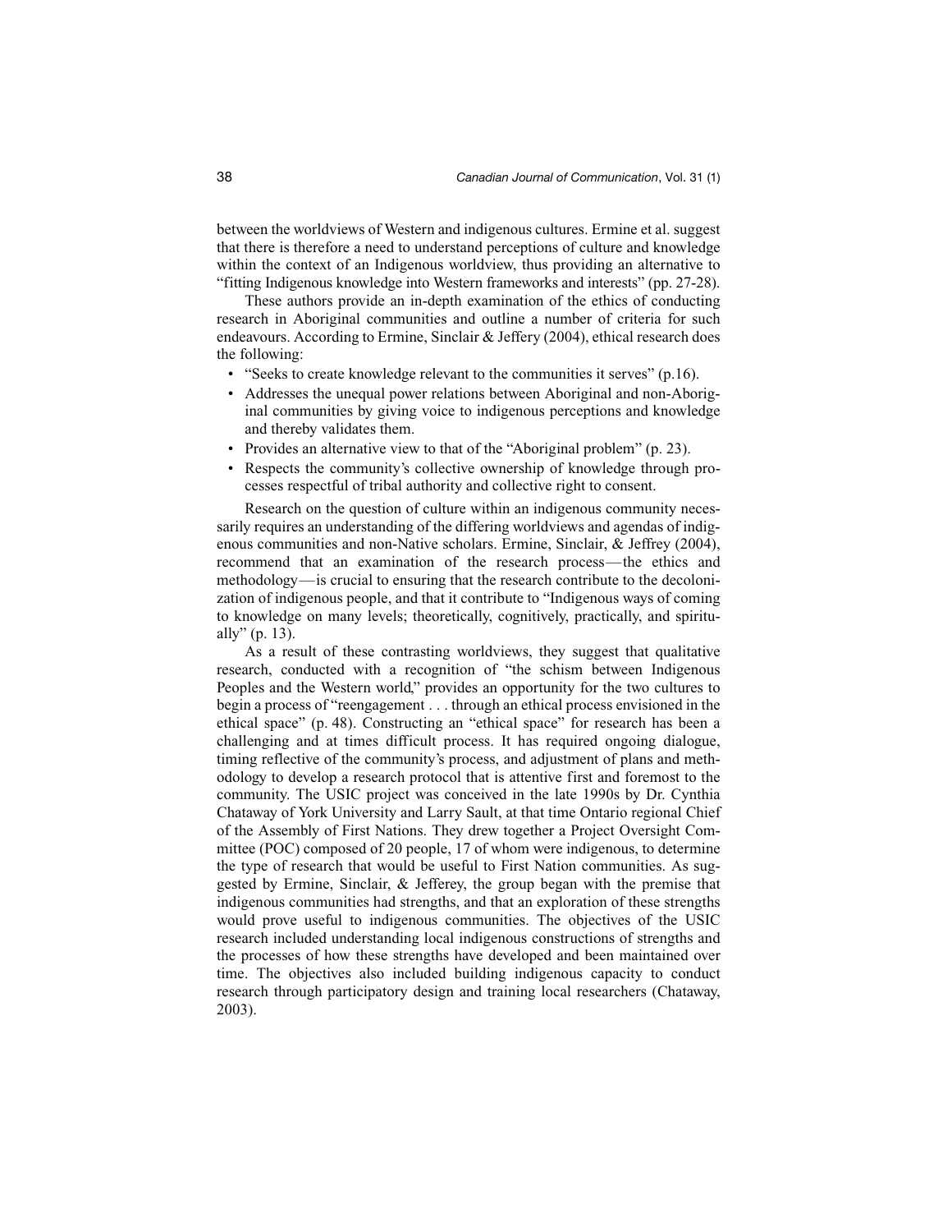between the worldviews of Western and indigenous cultures. Ermine et al. suggest that there is therefore a need to understand perceptions of culture and knowledge within the context of an Indigenous worldview, thus providing an alternative to "fitting Indigenous knowledge into Western frameworks and interests" (pp. 27-28).

These authors provide an in-depth examination of the ethics of conducting research in Aboriginal communities and outline a number of criteria for such endeavours. According to Ermine, Sinclair & Jeffery (2004), ethical research does the following:

- "Seeks to create knowledge relevant to the communities it serves" (p.16).
- Addresses the unequal power relations between Aboriginal and non-Aboriginal communities by giving voice to indigenous perceptions and knowledge and thereby validates them.
- Provides an alternative view to that of the "Aboriginal problem" (p. 23).
- Respects the community's collective ownership of knowledge through processes respectful of tribal authority and collective right to consent.

Research on the question of culture within an indigenous community necessarily requires an understanding of the differing worldviews and agendas of indigenous communities and non-Native scholars. Ermine, Sinclair, & Jeffrey (2004), recommend that an examination of the research process—the ethics and methodology—is crucial to ensuring that the research contribute to the decolonization of indigenous people, and that it contribute to "Indigenous ways of coming to knowledge on many levels; theoretically, cognitively, practically, and spiritually" (p. 13).

As a result of these contrasting worldviews, they suggest that qualitative research, conducted with a recognition of "the schism between Indigenous Peoples and the Western world," provides an opportunity for the two cultures to begin a process of "reengagement . . . through an ethical process envisioned in the ethical space" (p. 48). Constructing an "ethical space" for research has been a challenging and at times difficult process. It has required ongoing dialogue, timing reflective of the community's process, and adjustment of plans and methodology to develop a research protocol that is attentive first and foremost to the community. The USIC project was conceived in the late 1990s by Dr. Cynthia Chataway of York University and Larry Sault, at that time Ontario regional Chief of the Assembly of First Nations. They drew together a Project Oversight Committee (POC) composed of 20 people, 17 of whom were indigenous, to determine the type of research that would be useful to First Nation communities. As suggested by Ermine, Sinclair, & Jefferey, the group began with the premise that indigenous communities had strengths, and that an exploration of these strengths would prove useful to indigenous communities. The objectives of the USIC research included understanding local indigenous constructions of strengths and the processes of how these strengths have developed and been maintained over time. The objectives also included building indigenous capacity to conduct research through participatory design and training local researchers (Chataway, 2003).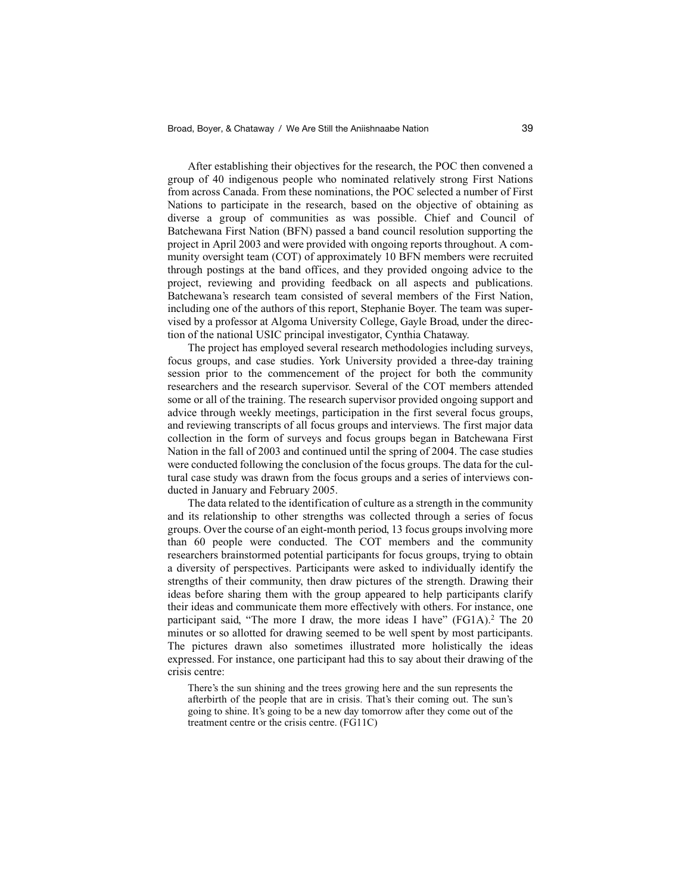After establishing their objectives for the research, the POC then convened a group of 40 indigenous people who nominated relatively strong First Nations from across Canada. From these nominations, the POC selected a number of First Nations to participate in the research, based on the objective of obtaining as diverse a group of communities as was possible. Chief and Council of Batchewana First Nation (BFN) passed a band council resolution supporting the project in April 2003 and were provided with ongoing reports throughout. A community oversight team (COT) of approximately 10 BFN members were recruited through postings at the band offices, and they provided ongoing advice to the project, reviewing and providing feedback on all aspects and publications. Batchewana's research team consisted of several members of the First Nation, including one of the authors of this report, Stephanie Boyer. The team was supervised by a professor at Algoma University College, Gayle Broad, under the direction of the national USIC principal investigator, Cynthia Chataway.

The project has employed several research methodologies including surveys, focus groups, and case studies. York University provided a three-day training session prior to the commencement of the project for both the community researchers and the research supervisor. Several of the COT members attended some or all of the training. The research supervisor provided ongoing support and advice through weekly meetings, participation in the first several focus groups, and reviewing transcripts of all focus groups and interviews. The first major data collection in the form of surveys and focus groups began in Batchewana First Nation in the fall of 2003 and continued until the spring of 2004. The case studies were conducted following the conclusion of the focus groups. The data for the cultural case study was drawn from the focus groups and a series of interviews conducted in January and February 2005.

The data related to the identification of culture as a strength in the community and its relationship to other strengths was collected through a series of focus groups. Over the course of an eight-month period, 13 focus groups involving more than 60 people were conducted. The COT members and the community researchers brainstormed potential participants for focus groups, trying to obtain a diversity of perspectives. Participants were asked to individually identify the strengths of their community, then draw pictures of the strength. Drawing their ideas before sharing them with the group appeared to help participants clarify their ideas and communicate them more effectively with others. For instance, one participant said, "The more I draw, the more ideas I have" (FG1A).[2] The 20 minutes or so allotted for drawing seemed to be well spent by most participants. The pictures drawn also sometimes illustrated more holistically the ideas expressed. For instance, one participant had this to say about their drawing of the crisis centre:

> There's the sun shining and the trees growing here and the sun represents the afterbirth of the people that are in crisis. That's their coming out. The sun's going to shine. It's going to be a new day tomorrow after they come out of the treatment centre or the crisis centre. (FG11C)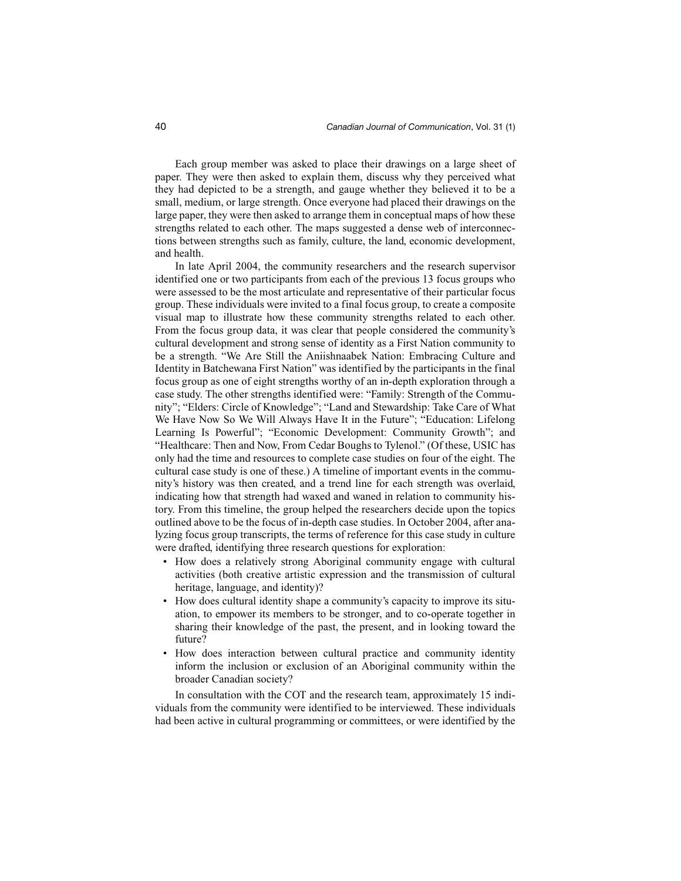Each group member was asked to place their drawings on a large sheet of paper. They were then asked to explain them, discuss why they perceived what they had depicted to be a strength, and gauge whether they believed it to be a small, medium, or large strength. Once everyone had placed their drawings on the large paper, they were then asked to arrange them in conceptual maps of how these strengths related to each other. The maps suggested a dense web of interconnections between strengths such as family, culture, the land, economic development, and health.

In late April 2004, the community researchers and the research supervisor identified one or two participants from each of the previous 13 focus groups who were assessed to be the most articulate and representative of their particular focus group. These individuals were invited to a final focus group, to create a composite visual map to illustrate how these community strengths related to each other. From the focus group data, it was clear that people considered the community's cultural development and strong sense of identity as a First Nation community to be a strength. "We Are Still the Aniishnaabek Nation: Embracing Culture and Identity in Batchewana First Nation" was identified by the participants in the final focus group as one of eight strengths worthy of an in-depth exploration through a case study. The other strengths identified were: "Family: Strength of the Community"; "Elders: Circle of Knowledge"; "Land and Stewardship: Take Care of What We Have Now So We Will Always Have It in the Future"; "Education: Lifelong Learning Is Powerful"; "Economic Development: Community Growth"; and "Healthcare: Then and Now, From Cedar Boughs to Tylenol." (Of these, USIC has only had the time and resources to complete case studies on four of the eight. The cultural case study is one of these.) A timeline of important events in the community's history was then created, and a trend line for each strength was overlaid, indicating how that strength had waxed and waned in relation to community history. From this timeline, the group helped the researchers decide upon the topics outlined above to be the focus of in-depth case studies. In October 2004, after analyzing focus group transcripts, the terms of reference for this case study in culture were drafted, identifying three research questions for exploration:

- How does a relatively strong Aboriginal community engage with cultural activities (both creative artistic expression and the transmission of cultural heritage, language, and identity)?
- How does cultural identity shape a community's capacity to improve its situation, to empower its members to be stronger, and to co-operate together in sharing their knowledge of the past, the present, and in looking toward the future?
- How does interaction between cultural practice and community identity inform the inclusion or exclusion of an Aboriginal community within the broader Canadian society?

In consultation with the COT and the research team, approximately 15 individuals from the community were identified to be interviewed. These individuals had been active in cultural programming or committees, or were identified by the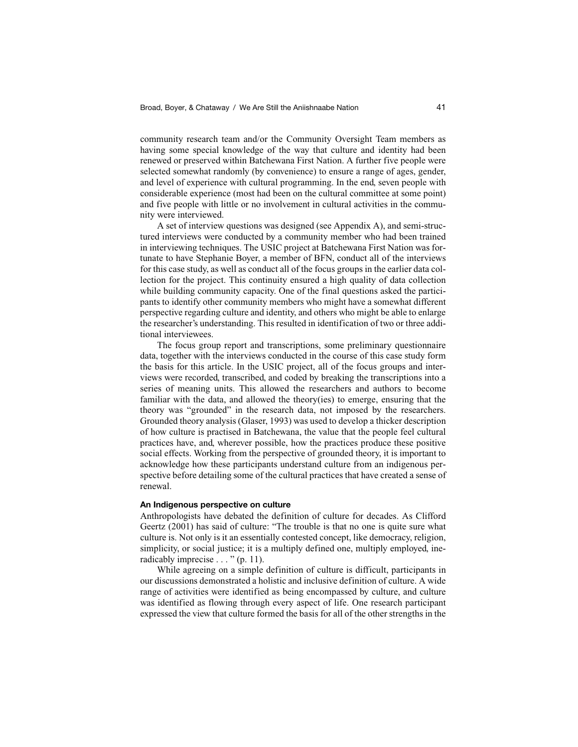community research team and/or the Community Oversight Team members as having some special knowledge of the way that culture and identity had been renewed or preserved within Batchewana First Nation. A further five people were selected somewhat randomly (by convenience) to ensure a range of ages, gender, and level of experience with cultural programming. In the end, seven people with considerable experience (most had been on the cultural committee at some point) and five people with little or no involvement in cultural activities in the community were interviewed.

A set of interview questions was designed (see Appendix A), and semi-structured interviews were conducted by a community member who had been trained in interviewing techniques. The USIC project at Batchewana First Nation was fortunate to have Stephanie Boyer, a member of BFN, conduct all of the interviews for this case study, as well as conduct all of the focus groups in the earlier data collection for the project. This continuity ensured a high quality of data collection while building community capacity. One of the final questions asked the participants to identify other community members who might have a somewhat different perspective regarding culture and identity, and others who might be able to enlarge the researcher's understanding. This resulted in identification of two or three additional interviewees.

The focus group report and transcriptions, some preliminary questionnaire data, together with the interviews conducted in the course of this case study form the basis for this article. In the USIC project, all of the focus groups and interviews were recorded, transcribed, and coded by breaking the transcriptions into a series of meaning units. This allowed the researchers and authors to become familiar with the data, and allowed the theory(ies) to emerge, ensuring that the theory was "grounded" in the research data, not imposed by the researchers. Grounded theory analysis (Glaser, 1993) was used to develop a thicker description of how culture is practised in Batchewana, the value that the people feel cultural practices have, and, wherever possible, how the practices produce these positive social effects. Working from the perspective of grounded theory, it is important to acknowledge how these participants understand culture from an indigenous perspective before detailing some of the cultural practices that have created a sense of renewal.

### An Indigenous perspective on culture

Anthropologists have debated the definition of culture for decades. As Clifford Geertz (2001) has said of culture: "The trouble is that no one is quite sure what culture is. Not only is it an essentially contested concept, like democracy, religion, simplicity, or social justice; it is a multiply defined one, multiply employed, ineradicably imprecise . . . " (p. 11).

While agreeing on a simple definition of culture is difficult, participants in our discussions demonstrated a holistic and inclusive definition of culture. A wide range of activities were identified as being encompassed by culture, and culture was identified as flowing through every aspect of life. One research participant expressed the view that culture formed the basis for all of the other strengths in the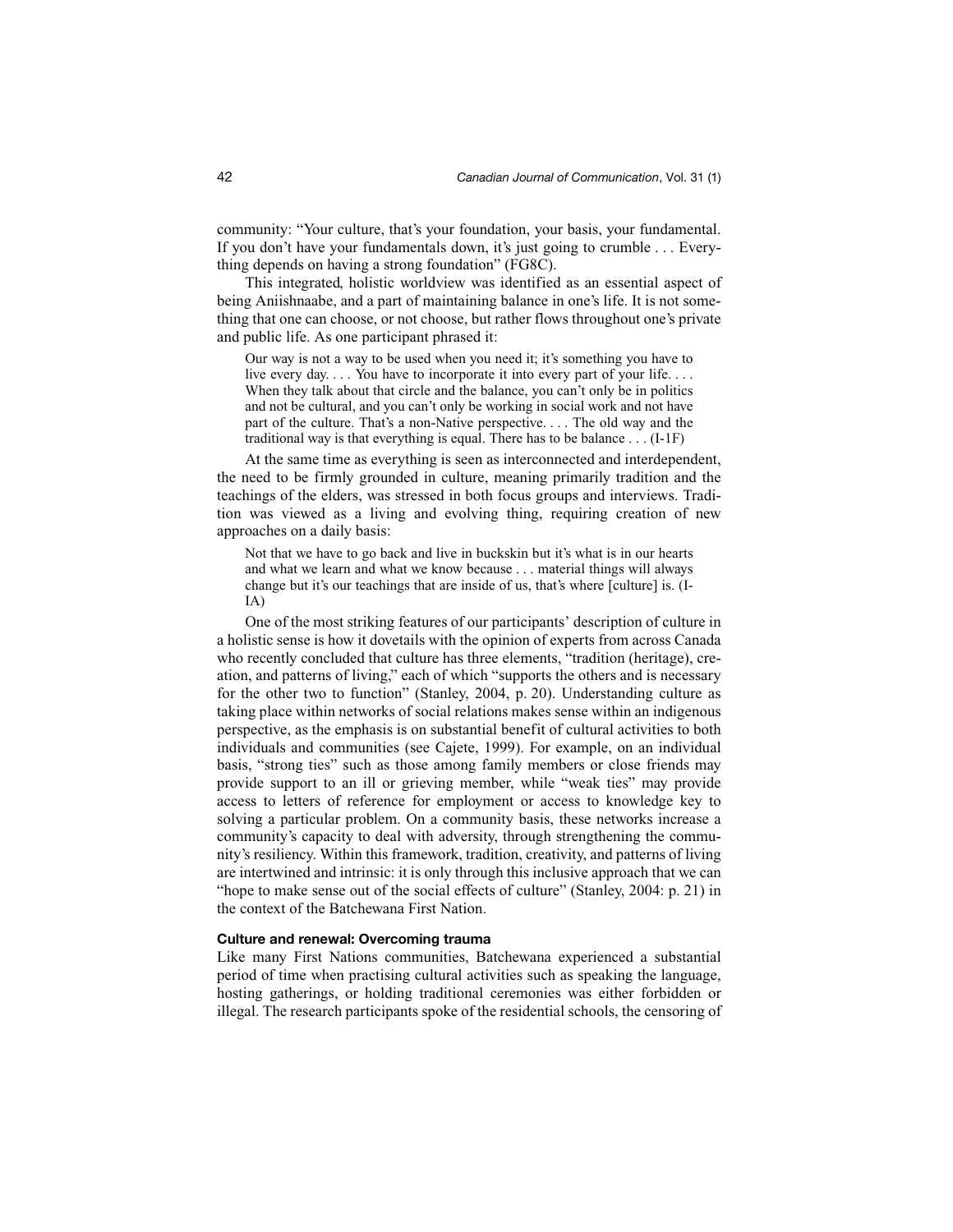community: "Your culture, that's your foundation, your basis, your fundamental. If you don't have your fundamentals down, it's just going to crumble . . . Everything depends on having a strong foundation" (FG8C).

This integrated, holistic worldview was identified as an essential aspect of being Aniishnaabe, and a part of maintaining balance in one's life. It is not something that one can choose, or not choose, but rather flows throughout one's private and public life. As one participant phrased it:

> Our way is not a way to be used when you need it; it's something you have to live every day. . . . You have to incorporate it into every part of your life. . . . When they talk about that circle and the balance, you can't only be in politics and not be cultural, and you can't only be working in social work and not have part of the culture. That's a non-Native perspective. . . . The old way and the traditional way is that everything is equal. There has to be balance . . . (I-1F)

At the same time as everything is seen as interconnected and interdependent, the need to be firmly grounded in culture, meaning primarily tradition and the teachings of the elders, was stressed in both focus groups and interviews. Tradition was viewed as a living and evolving thing, requiring creation of new approaches on a daily basis:

> Not that we have to go back and live in buckskin but it's what is in our hearts and what we learn and what we know because . . . material things will always change but it's our teachings that are inside of us, that's where [culture] is. (I-IA)

One of the most striking features of our participants' description of culture in a holistic sense is how it dovetails with the opinion of experts from across Canada who recently concluded that culture has three elements, "tradition (heritage), creation, and patterns of living," each of which "supports the others and is necessary for the other two to function" (Stanley, 2004, p. 20). Understanding culture as taking place within networks of social relations makes sense within an indigenous perspective, as the emphasis is on substantial benefit of cultural activities to both individuals and communities (see Cajete, 1999). For example, on an individual basis, "strong ties" such as those among family members or close friends may provide support to an ill or grieving member, while "weak ties" may provide access to letters of reference for employment or access to knowledge key to solving a particular problem. On a community basis, these networks increase a community's capacity to deal with adversity, through strengthening the community's resiliency. Within this framework, tradition, creativity, and patterns of living are intertwined and intrinsic: it is only through this inclusive approach that we can "hope to make sense out of the social effects of culture" (Stanley, 2004: p. 21) in the context of the Batchewana First Nation.

### Culture and renewal: Overcoming trauma

Like many First Nations communities, Batchewana experienced a substantial period of time when practising cultural activities such as speaking the language, hosting gatherings, or holding traditional ceremonies was either forbidden or illegal. The research participants spoke of the residential schools, the censoring of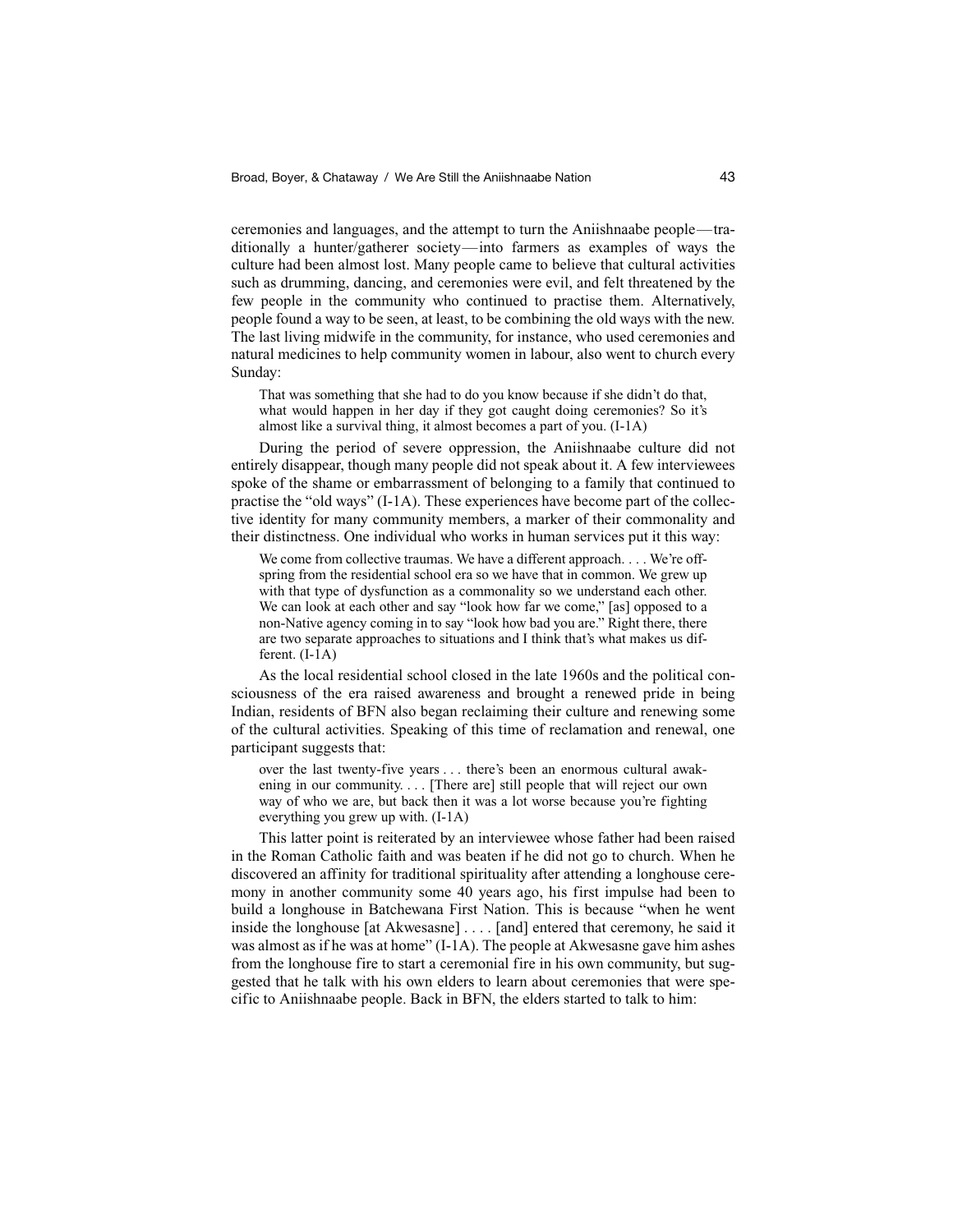ceremonies and languages, and the attempt to turn the Aniishnaabe people—traditionally a hunter/gatherer society—into farmers as examples of ways the culture had been almost lost. Many people came to believe that cultural activities such as drumming, dancing, and ceremonies were evil, and felt threatened by the few people in the community who continued to practise them. Alternatively, people found a way to be seen, at least, to be combining the old ways with the new. The last living midwife in the community, for instance, who used ceremonies and natural medicines to help community women in labour, also went to church every Sunday:

> That was something that she had to do you know because if she didn't do that, what would happen in her day if they got caught doing ceremonies? So it's almost like a survival thing, it almost becomes a part of you. (I-1A)

During the period of severe oppression, the Aniishnaabe culture did not entirely disappear, though many people did not speak about it. A few interviewees spoke of the shame or embarrassment of belonging to a family that continued to practise the "old ways" (I-1A). These experiences have become part of the collective identity for many community members, a marker of their commonality and their distinctness. One individual who works in human services put it this way:

> We come from collective traumas. We have a different approach. . . . We're offspring from the residential school era so we have that in common. We grew up with that type of dysfunction as a commonality so we understand each other. We can look at each other and say "look how far we come," [as] opposed to a non-Native agency coming in to say "look how bad you are." Right there, there are two separate approaches to situations and I think that's what makes us different. (I-1A)

As the local residential school closed in the late 1960s and the political consciousness of the era raised awareness and brought a renewed pride in being Indian, residents of BFN also began reclaiming their culture and renewing some of the cultural activities. Speaking of this time of reclamation and renewal, one participant suggests that:

> over the last twenty-five years . . . there's been an enormous cultural awakening in our community. . . . [There are] still people that will reject our own way of who we are, but back then it was a lot worse because you're fighting everything you grew up with. (I-1A)

This latter point is reiterated by an interviewee whose father had been raised in the Roman Catholic faith and was beaten if he did not go to church. When he discovered an affinity for traditional spirituality after attending a longhouse ceremony in another community some 40 years ago, his first impulse had been to build a longhouse in Batchewana First Nation. This is because "when he went inside the longhouse [at Akwesasne] . . . . [and] entered that ceremony, he said it was almost as if he was at home" (I-1A). The people at Akwesasne gave him ashes from the longhouse fire to start a ceremonial fire in his own community, but suggested that he talk with his own elders to learn about ceremonies that were specific to Aniishnaabe people. Back in BFN, the elders started to talk to him: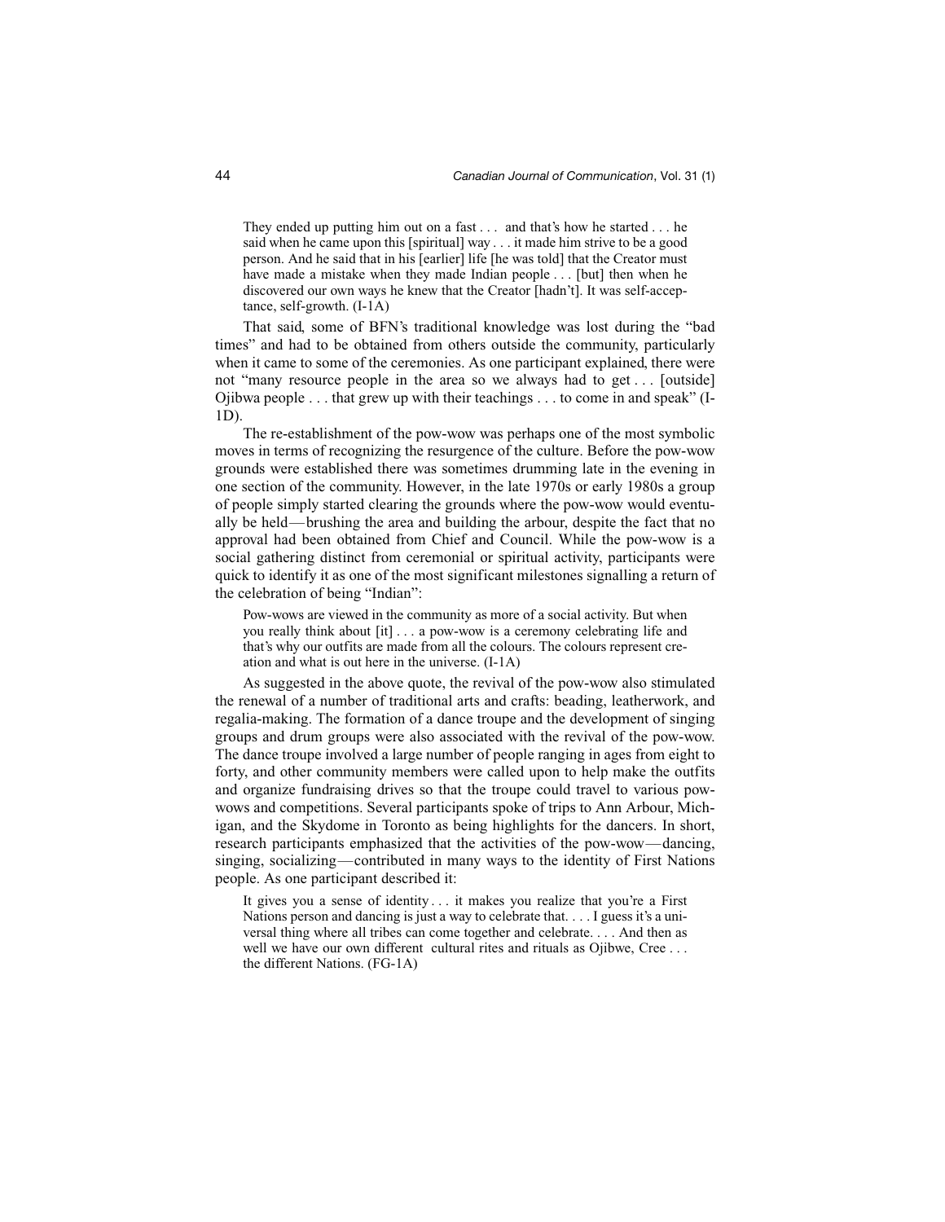> They ended up putting him out on a fast . . . and that's how he started . . . he said when he came upon this [spiritual] way . . . it made him strive to be a good person. And he said that in his [earlier] life [he was told] that the Creator must have made a mistake when they made Indian people . . . [but] then when he discovered our own ways he knew that the Creator [hadn't]. It was self-acceptance, self-growth. (I-1A)

That said, some of BFN's traditional knowledge was lost during the "bad times" and had to be obtained from others outside the community, particularly when it came to some of the ceremonies. As one participant explained, there were not "many resource people in the area so we always had to get . . . [outside] Ojibwa people . . . that grew up with their teachings . . . to come in and speak" (I-1D).

The re-establishment of the pow-wow was perhaps one of the most symbolic moves in terms of recognizing the resurgence of the culture. Before the pow-wow grounds were established there was sometimes drumming late in the evening in one section of the community. However, in the late 1970s or early 1980s a group of people simply started clearing the grounds where the pow-wow would eventually be held—brushing the area and building the arbour, despite the fact that no approval had been obtained from Chief and Council. While the pow-wow is a social gathering distinct from ceremonial or spiritual activity, participants were quick to identify it as one of the most significant milestones signalling a return of the celebration of being "Indian":

> Pow-wows are viewed in the community as more of a social activity. But when you really think about [it] . . . a pow-wow is a ceremony celebrating life and that's why our outfits are made from all the colours. The colours represent creation and what is out here in the universe. (I-1A)

As suggested in the above quote, the revival of the pow-wow also stimulated the renewal of a number of traditional arts and crafts: beading, leatherwork, and regalia-making. The formation of a dance troupe and the development of singing groups and drum groups were also associated with the revival of the pow-wow. The dance troupe involved a large number of people ranging in ages from eight to forty, and other community members were called upon to help make the outfits and organize fundraising drives so that the troupe could travel to various pow-wows and competitions. Several participants spoke of trips to Ann Arbour, Michigan, and the Skydome in Toronto as being highlights for the dancers. In short, research participants emphasized that the activities of the pow-wow—dancing, singing, socializing—contributed in many ways to the identity of First Nations people. As one participant described it:

> It gives you a sense of identity . . . it makes you realize that you're a First Nations person and dancing is just a way to celebrate that. . . . I guess it's a universal thing where all tribes can come together and celebrate. . . . And then as well we have our own different cultural rites and rituals as Ojibwe, Cree . . . the different Nations. (FG-1A)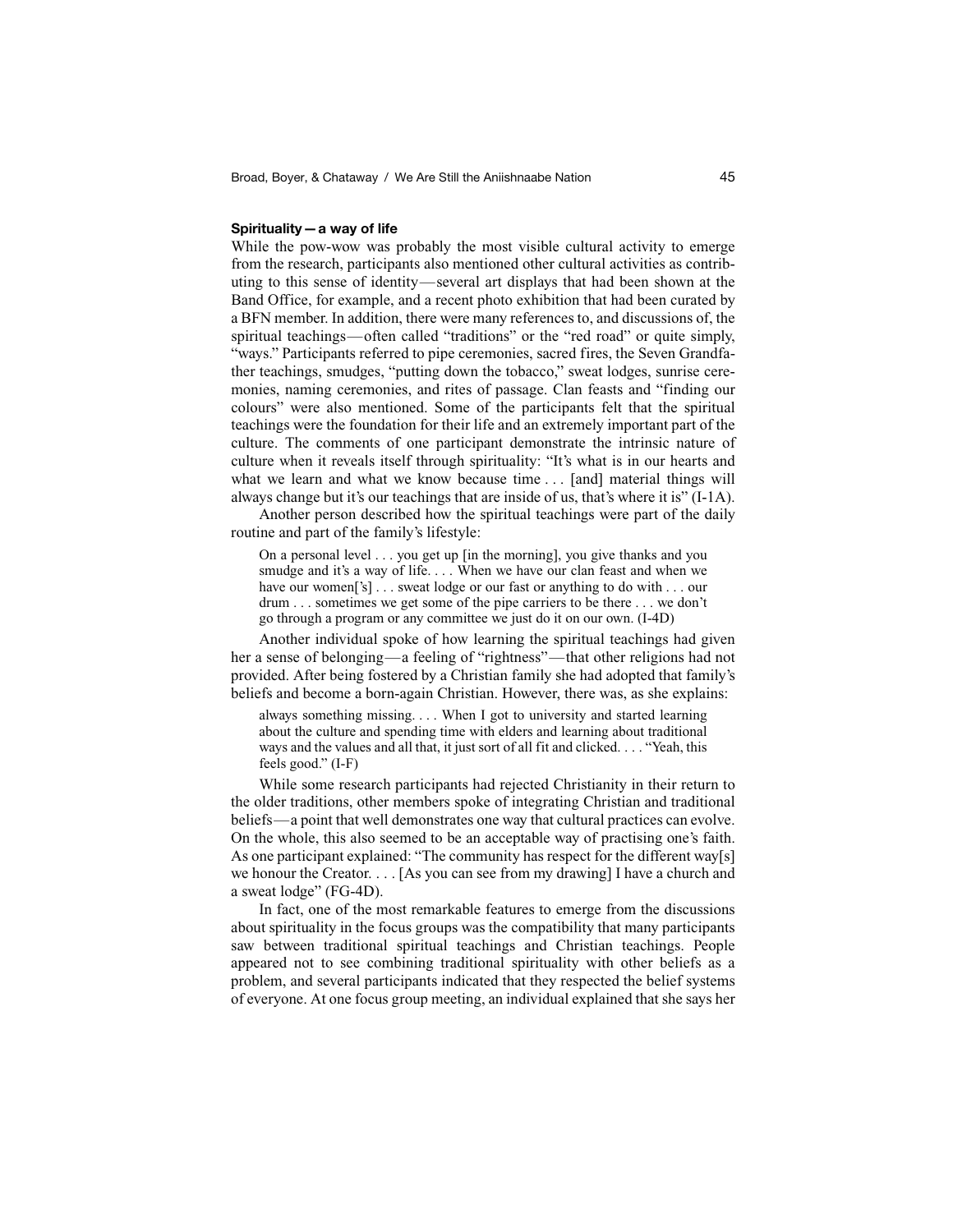**Spirituality — a way of life**

While the pow-wow was probably the most visible cultural activity to emerge from the research, participants also mentioned other cultural activities as contributing to this sense of identity — several art displays that had been shown at the Band Office, for example, and a recent photo exhibition that had been curated by a BFN member. In addition, there were many references to, and discussions of, the spiritual teachings — often called "traditions" or the "red road" or quite simply, "ways." Participants referred to pipe ceremonies, sacred fires, the Seven Grandfather teachings, smudges, "putting down the tobacco," sweat lodges, sunrise ceremonies, naming ceremonies, and rites of passage. Clan feasts and "finding our colours" were also mentioned. Some of the participants felt that the spiritual teachings were the foundation for their life and an extremely important part of the culture. The comments of one participant demonstrate the intrinsic nature of culture when it reveals itself through spirituality: "It's what is in our hearts and what we learn and what we know because time . . . [and] material things will always change but it's our teachings that are inside of us, that's where it is" (I-1A).

Another person described how the spiritual teachings were part of the daily routine and part of the family's lifestyle:

> On a personal level . . . you get up [in the morning], you give thanks and you smudge and it's a way of life. . . . When we have our clan feast and when we have our women['s] . . . sweat lodge or our fast or anything to do with . . . our drum . . . sometimes we get some of the pipe carriers to be there . . . we don't go through a program or any committee we just do it on our own. (I-4D)

Another individual spoke of how learning the spiritual teachings had given her a sense of belonging — a feeling of "rightness" — that other religions had not provided. After being fostered by a Christian family she had adopted that family's beliefs and become a born-again Christian. However, there was, as she explains:

> always something missing. . . . When I got to university and started learning about the culture and spending time with elders and learning about traditional ways and the values and all that, it just sort of all fit and clicked. . . . "Yeah, this feels good." (I-F)

While some research participants had rejected Christianity in their return to the older traditions, other members spoke of integrating Christian and traditional beliefs — a point that well demonstrates one way that cultural practices can evolve. On the whole, this also seemed to be an acceptable way of practising one's faith. As one participant explained: "The community has respect for the different way[s] we honour the Creator. . . . [As you can see from my drawing] I have a church and a sweat lodge" (FG-4D).

In fact, one of the most remarkable features to emerge from the discussions about spirituality in the focus groups was the compatibility that many participants saw between traditional spiritual teachings and Christian teachings. People appeared not to see combining traditional spirituality with other beliefs as a problem, and several participants indicated that they respected the belief systems of everyone. At one focus group meeting, an individual explained that she says her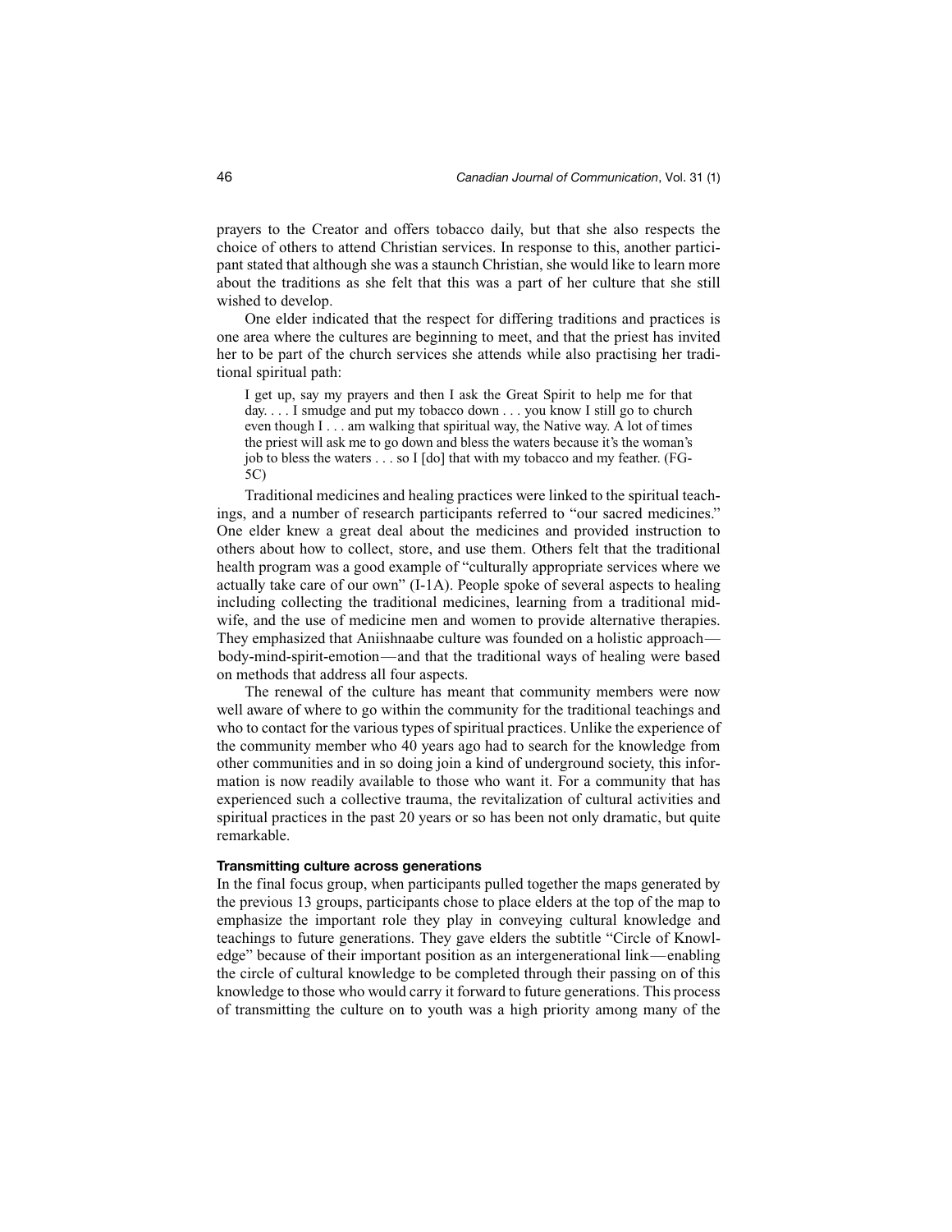prayers to the Creator and offers tobacco daily, but that she also respects the choice of others to attend Christian services. In response to this, another participant stated that although she was a staunch Christian, she would like to learn more about the traditions as she felt that this was a part of her culture that she still wished to develop.

One elder indicated that the respect for differing traditions and practices is one area where the cultures are beginning to meet, and that the priest has invited her to be part of the church services she attends while also practising her traditional spiritual path:

> I get up, say my prayers and then I ask the Great Spirit to help me for that day. . . . I smudge and put my tobacco down . . . you know I still go to church even though I . . . am walking that spiritual way, the Native way. A lot of times the priest will ask me to go down and bless the waters because it's the woman's job to bless the waters . . . so I [do] that with my tobacco and my feather. (FG-5C)

Traditional medicines and healing practices were linked to the spiritual teachings, and a number of research participants referred to "our sacred medicines." One elder knew a great deal about the medicines and provided instruction to others about how to collect, store, and use them. Others felt that the traditional health program was a good example of "culturally appropriate services where we actually take care of our own" (I-1A). People spoke of several aspects to healing including collecting the traditional medicines, learning from a traditional midwife, and the use of medicine men and women to provide alternative therapies. They emphasized that Aniishnaabe culture was founded on a holistic approach—body-mind-spirit-emotion—and that the traditional ways of healing were based on methods that address all four aspects.

The renewal of the culture has meant that community members were now well aware of where to go within the community for the traditional teachings and who to contact for the various types of spiritual practices. Unlike the experience of the community member who 40 years ago had to search for the knowledge from other communities and in so doing join a kind of underground society, this information is now readily available to those who want it. For a community that has experienced such a collective trauma, the revitalization of cultural activities and spiritual practices in the past 20 years or so has been not only dramatic, but quite remarkable.

#### Transmitting culture across generations

In the final focus group, when participants pulled together the maps generated by the previous 13 groups, participants chose to place elders at the top of the map to emphasize the important role they play in conveying cultural knowledge and teachings to future generations. They gave elders the subtitle "Circle of Knowledge" because of their important position as an intergenerational link—enabling the circle of cultural knowledge to be completed through their passing on of this knowledge to those who would carry it forward to future generations. This process of transmitting the culture on to youth was a high priority among many of the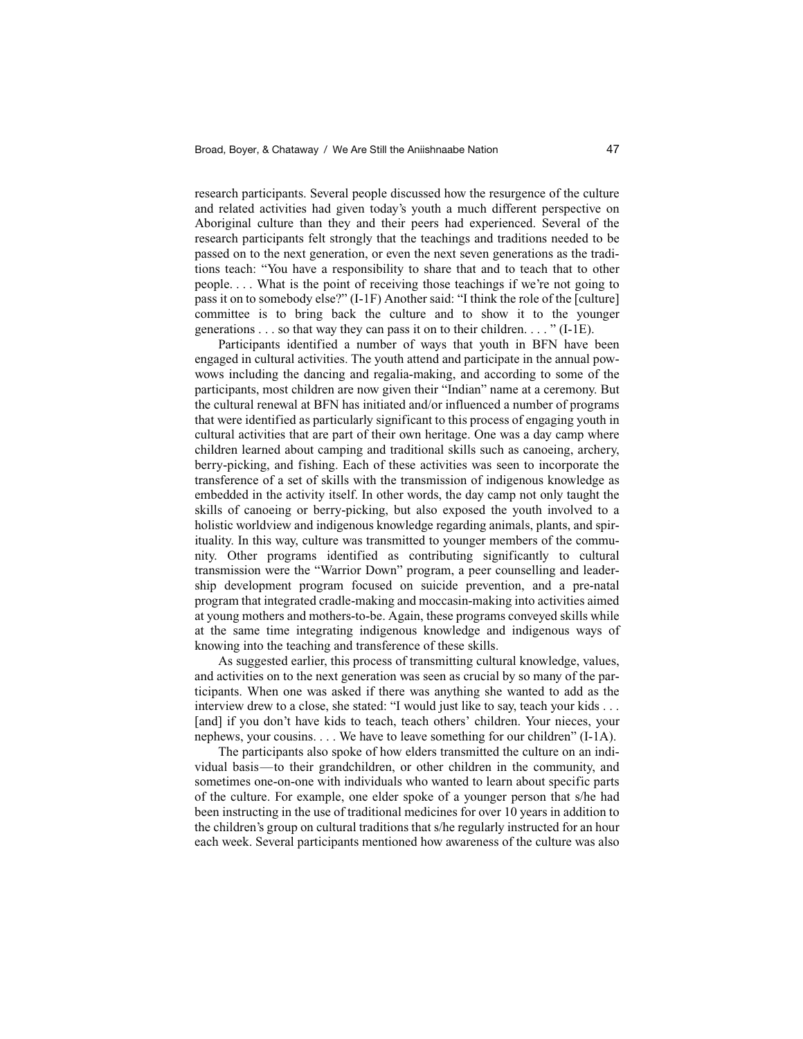research participants. Several people discussed how the resurgence of the culture and related activities had given today's youth a much different perspective on Aboriginal culture than they and their peers had experienced. Several of the research participants felt strongly that the teachings and traditions needed to be passed on to the next generation, or even the next seven generations as the traditions teach: "You have a responsibility to share that and to teach that to other people. . . . What is the point of receiving those teachings if we're not going to pass it on to somebody else?" (I-1F) Another said: "I think the role of the [culture] committee is to bring back the culture and to show it to the younger generations . . . so that way they can pass it on to their children. . . . " (I-1E).

Participants identified a number of ways that youth in BFN have been engaged in cultural activities. The youth attend and participate in the annual powwows including the dancing and regalia-making, and according to some of the participants, most children are now given their "Indian" name at a ceremony. But the cultural renewal at BFN has initiated and/or influenced a number of programs that were identified as particularly significant to this process of engaging youth in cultural activities that are part of their own heritage. One was a day camp where children learned about camping and traditional skills such as canoeing, archery, berry-picking, and fishing. Each of these activities was seen to incorporate the transference of a set of skills with the transmission of indigenous knowledge as embedded in the activity itself. In other words, the day camp not only taught the skills of canoeing or berry-picking, but also exposed the youth involved to a holistic worldview and indigenous knowledge regarding animals, plants, and spirituality. In this way, culture was transmitted to younger members of the community. Other programs identified as contributing significantly to cultural transmission were the "Warrior Down" program, a peer counselling and leadership development program focused on suicide prevention, and a pre-natal program that integrated cradle-making and moccasin-making into activities aimed at young mothers and mothers-to-be. Again, these programs conveyed skills while at the same time integrating indigenous knowledge and indigenous ways of knowing into the teaching and transference of these skills.

As suggested earlier, this process of transmitting cultural knowledge, values, and activities on to the next generation was seen as crucial by so many of the participants. When one was asked if there was anything she wanted to add as the interview drew to a close, she stated: "I would just like to say, teach your kids . . . [and] if you don't have kids to teach, teach others' children. Your nieces, your nephews, your cousins. . . . We have to leave something for our children" (I-1A).

The participants also spoke of how elders transmitted the culture on an individual basis—to their grandchildren, or other children in the community, and sometimes one-on-one with individuals who wanted to learn about specific parts of the culture. For example, one elder spoke of a younger person that s/he had been instructing in the use of traditional medicines for over 10 years in addition to the children's group on cultural traditions that s/he regularly instructed for an hour each week. Several participants mentioned how awareness of the culture was also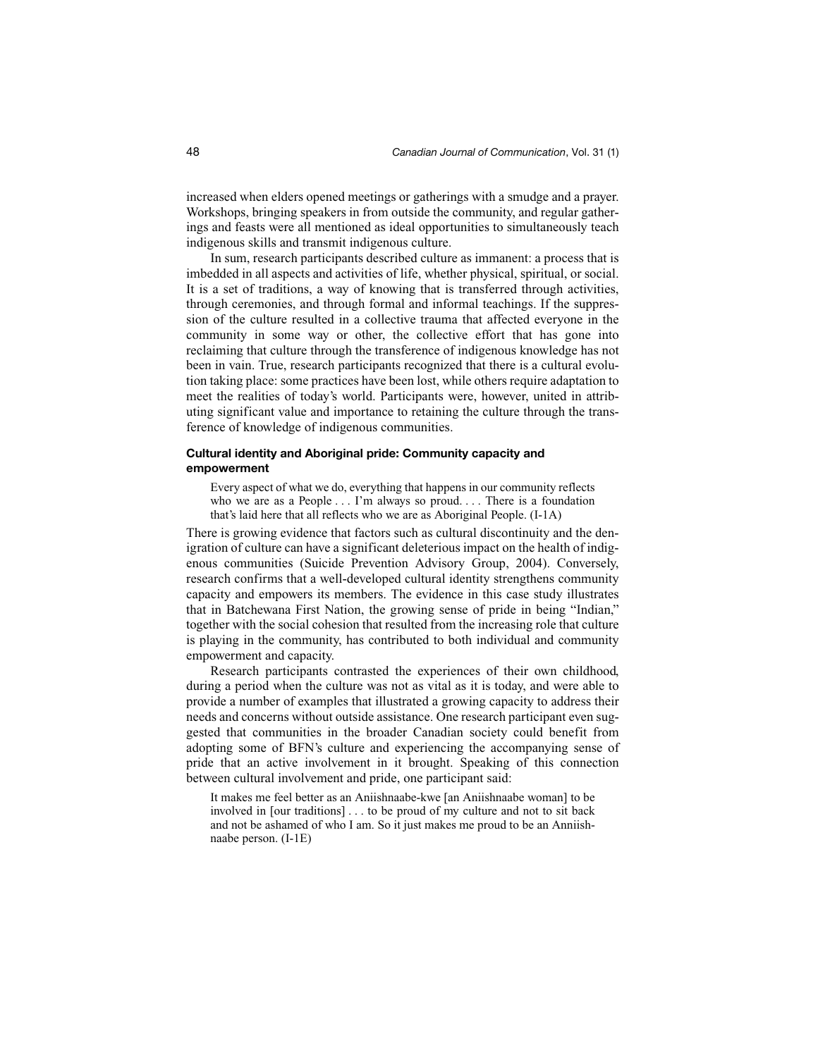increased when elders opened meetings or gatherings with a smudge and a prayer. Workshops, bringing speakers in from outside the community, and regular gatherings and feasts were all mentioned as ideal opportunities to simultaneously teach indigenous skills and transmit indigenous culture.

In sum, research participants described culture as immanent: a process that is imbedded in all aspects and activities of life, whether physical, spiritual, or social. It is a set of traditions, a way of knowing that is transferred through activities, through ceremonies, and through formal and informal teachings. If the suppression of the culture resulted in a collective trauma that affected everyone in the community in some way or other, the collective effort that has gone into reclaiming that culture through the transference of indigenous knowledge has not been in vain. True, research participants recognized that there is a cultural evolution taking place: some practices have been lost, while others require adaptation to meet the realities of today's world. Participants were, however, united in attributing significant value and importance to retaining the culture through the transference of knowledge of indigenous communities.

### Cultural identity and Aboriginal pride: Community capacity and empowerment

> Every aspect of what we do, everything that happens in our community reflects who we are as a People . . . I'm always so proud. . . . There is a foundation that's laid here that all reflects who we are as Aboriginal People. (I-1A)

There is growing evidence that factors such as cultural discontinuity and the denigration of culture can have a significant deleterious impact on the health of indigenous communities (Suicide Prevention Advisory Group, 2004). Conversely, research confirms that a well-developed cultural identity strengthens community capacity and empowers its members. The evidence in this case study illustrates that in Batchewana First Nation, the growing sense of pride in being "Indian," together with the social cohesion that resulted from the increasing role that culture is playing in the community, has contributed to both individual and community empowerment and capacity.

Research participants contrasted the experiences of their own childhood, during a period when the culture was not as vital as it is today, and were able to provide a number of examples that illustrated a growing capacity to address their needs and concerns without outside assistance. One research participant even suggested that communities in the broader Canadian society could benefit from adopting some of BFN's culture and experiencing the accompanying sense of pride that an active involvement in it brought. Speaking of this connection between cultural involvement and pride, one participant said:

> It makes me feel better as an Aniishnaabe-kwe [an Aniishnaabe woman] to be involved in [our traditions] . . . to be proud of my culture and not to sit back and not be ashamed of who I am. So it just makes me proud to be an Anniishnaabe person. (I-1E)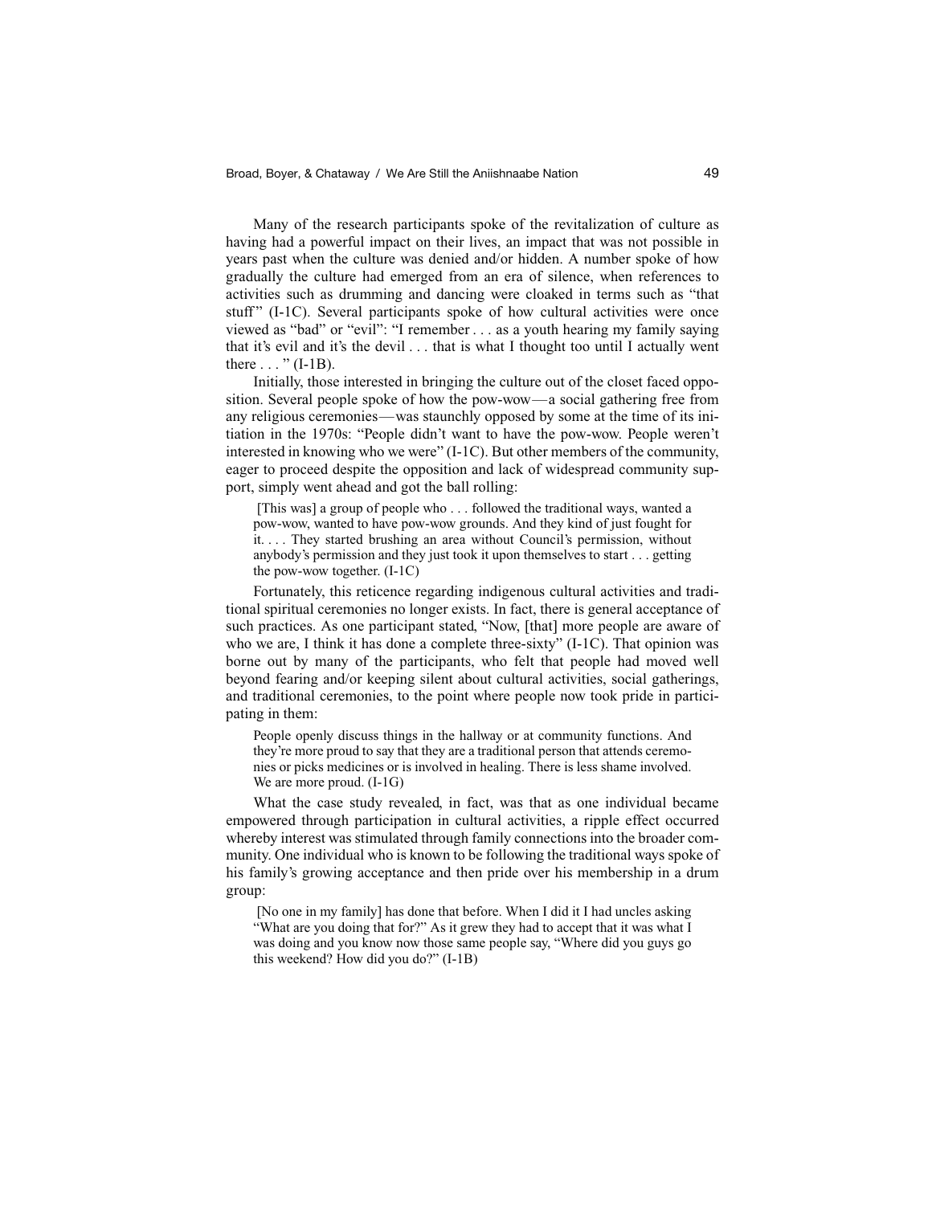Many of the research participants spoke of the revitalization of culture as having had a powerful impact on their lives, an impact that was not possible in years past when the culture was denied and/or hidden. A number spoke of how gradually the culture had emerged from an era of silence, when references to activities such as drumming and dancing were cloaked in terms such as "that stuff" (I-1C). Several participants spoke of how cultural activities were once viewed as "bad" or "evil": "I remember . . . as a youth hearing my family saying that it's evil and it's the devil . . . that is what I thought too until I actually went there . . . " (I-1B).

Initially, those interested in bringing the culture out of the closet faced opposition. Several people spoke of how the pow-wow—a social gathering free from any religious ceremonies—was staunchly opposed by some at the time of its initiation in the 1970s: "People didn't want to have the pow-wow. People weren't interested in knowing who we were" (I-1C). But other members of the community, eager to proceed despite the opposition and lack of widespread community support, simply went ahead and got the ball rolling:

> [This was] a group of people who . . . followed the traditional ways, wanted a pow-wow, wanted to have pow-wow grounds. And they kind of just fought for it. . . . They started brushing an area without Council's permission, without anybody's permission and they just took it upon themselves to start . . . getting the pow-wow together. (I-1C)

Fortunately, this reticence regarding indigenous cultural activities and traditional spiritual ceremonies no longer exists. In fact, there is general acceptance of such practices. As one participant stated, "Now, [that] more people are aware of who we are, I think it has done a complete three-sixty" (I-1C). That opinion was borne out by many of the participants, who felt that people had moved well beyond fearing and/or keeping silent about cultural activities, social gatherings, and traditional ceremonies, to the point where people now took pride in participating in them:

> People openly discuss things in the hallway or at community functions. And they're more proud to say that they are a traditional person that attends ceremonies or picks medicines or is involved in healing. There is less shame involved. We are more proud. (I-1G)

What the case study revealed, in fact, was that as one individual became empowered through participation in cultural activities, a ripple effect occurred whereby interest was stimulated through family connections into the broader community. One individual who is known to be following the traditional ways spoke of his family's growing acceptance and then pride over his membership in a drum group:

> [No one in my family] has done that before. When I did it I had uncles asking "What are you doing that for?" As it grew they had to accept that it was what I was doing and you know now those same people say, "Where did you guys go this weekend? How did you do?" (I-1B)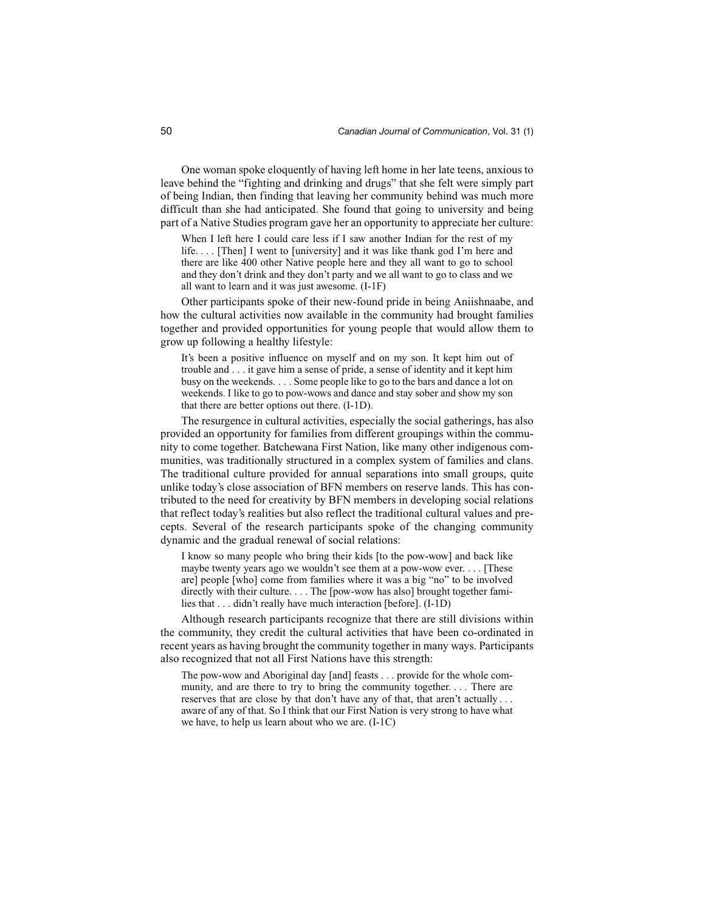One woman spoke eloquently of having left home in her late teens, anxious to leave behind the "fighting and drinking and drugs" that she felt were simply part of being Indian, then finding that leaving her community behind was much more difficult than she had anticipated. She found that going to university and being part of a Native Studies program gave her an opportunity to appreciate her culture:

> When I left here I could care less if I saw another Indian for the rest of my life. . . . [Then] I went to [university] and it was like thank god I'm here and there are like 400 other Native people here and they all want to go to school and they don't drink and they don't party and we all want to go to class and we all want to learn and it was just awesome. (I-1F)

Other participants spoke of their new-found pride in being Aniishnaabe, and how the cultural activities now available in the community had brought families together and provided opportunities for young people that would allow them to grow up following a healthy lifestyle:

> It's been a positive influence on myself and on my son. It kept him out of trouble and . . . it gave him a sense of pride, a sense of identity and it kept him busy on the weekends. . . . Some people like to go to the bars and dance a lot on weekends. I like to go to pow-wows and dance and stay sober and show my son that there are better options out there. (I-1D).

The resurgence in cultural activities, especially the social gatherings, has also provided an opportunity for families from different groupings within the community to come together. Batchewana First Nation, like many other indigenous communities, was traditionally structured in a complex system of families and clans. The traditional culture provided for annual separations into small groups, quite unlike today's close association of BFN members on reserve lands. This has contributed to the need for creativity by BFN members in developing social relations that reflect today's realities but also reflect the traditional cultural values and precepts. Several of the research participants spoke of the changing community dynamic and the gradual renewal of social relations:

> I know so many people who bring their kids [to the pow-wow] and back like maybe twenty years ago we wouldn't see them at a pow-wow ever. . . . [These are] people [who] come from families where it was a big "no" to be involved directly with their culture. . . . The [pow-wow has also] brought together families that . . . didn't really have much interaction [before]. (I-1D)

Although research participants recognize that there are still divisions within the community, they credit the cultural activities that have been co-ordinated in recent years as having brought the community together in many ways. Participants also recognized that not all First Nations have this strength:

> The pow-wow and Aboriginal day [and] feasts . . . provide for the whole community, and are there to try to bring the community together. . . . There are reserves that are close by that don't have any of that, that aren't actually . . . aware of any of that. So I think that our First Nation is very strong to have what we have, to help us learn about who we are. (I-1C)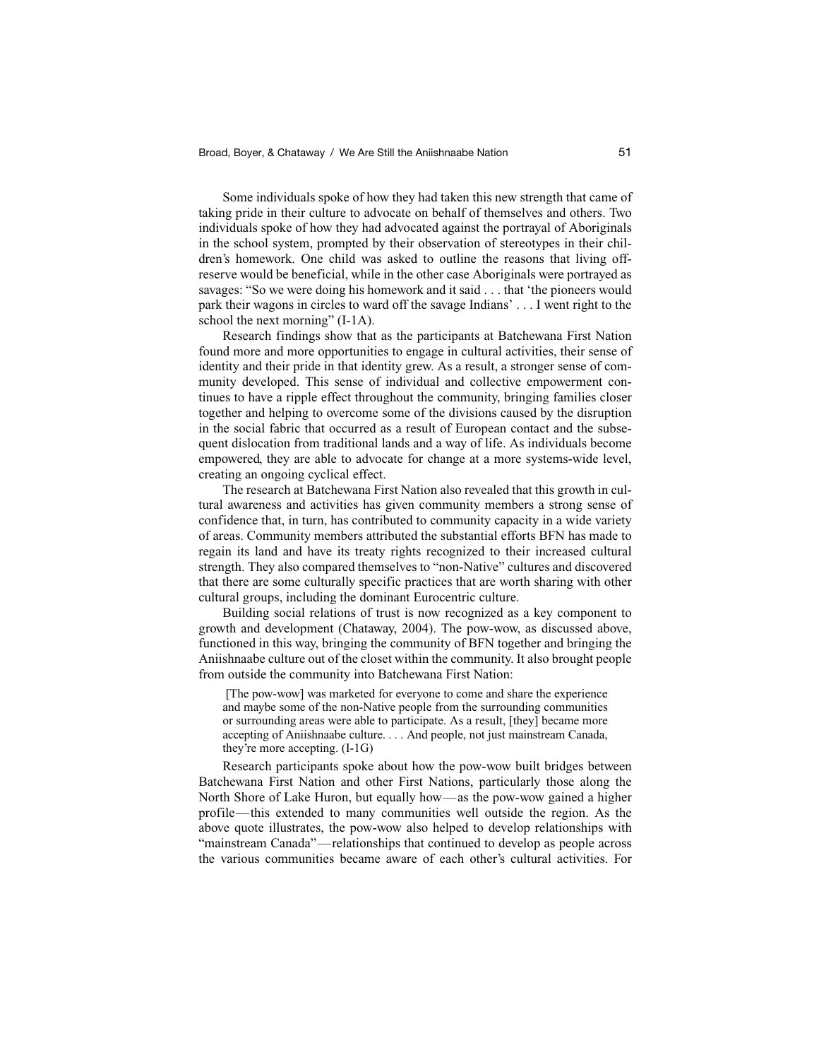Some individuals spoke of how they had taken this new strength that came of taking pride in their culture to advocate on behalf of themselves and others. Two individuals spoke of how they had advocated against the portrayal of Aboriginals in the school system, prompted by their observation of stereotypes in their children's homework. One child was asked to outline the reasons that living off-reserve would be beneficial, while in the other case Aboriginals were portrayed as savages: "So we were doing his homework and it said . . . that 'the pioneers would park their wagons in circles to ward off the savage Indians' . . . I went right to the school the next morning" (I-1A).

Research findings show that as the participants at Batchewana First Nation found more and more opportunities to engage in cultural activities, their sense of identity and their pride in that identity grew. As a result, a stronger sense of community developed. This sense of individual and collective empowerment continues to have a ripple effect throughout the community, bringing families closer together and helping to overcome some of the divisions caused by the disruption in the social fabric that occurred as a result of European contact and the subsequent dislocation from traditional lands and a way of life. As individuals become empowered, they are able to advocate for change at a more systems-wide level, creating an ongoing cyclical effect.

The research at Batchewana First Nation also revealed that this growth in cultural awareness and activities has given community members a strong sense of confidence that, in turn, has contributed to community capacity in a wide variety of areas. Community members attributed the substantial efforts BFN has made to regain its land and have its treaty rights recognized to their increased cultural strength. They also compared themselves to "non-Native" cultures and discovered that there are some culturally specific practices that are worth sharing with other cultural groups, including the dominant Eurocentric culture.

Building social relations of trust is now recognized as a key component to growth and development (Chataway, 2004). The pow-wow, as discussed above, functioned in this way, bringing the community of BFN together and bringing the Aniishnaabe culture out of the closet within the community. It also brought people from outside the community into Batchewana First Nation:

> [The pow-wow] was marketed for everyone to come and share the experience and maybe some of the non-Native people from the surrounding communities or surrounding areas were able to participate. As a result, [they] became more accepting of Aniishnaabe culture. . . . And people, not just mainstream Canada, they're more accepting. (I-1G)

Research participants spoke about how the pow-wow built bridges between Batchewana First Nation and other First Nations, particularly those along the North Shore of Lake Huron, but equally how—as the pow-wow gained a higher profile—this extended to many communities well outside the region. As the above quote illustrates, the pow-wow also helped to develop relationships with "mainstream Canada"—relationships that continued to develop as people across the various communities became aware of each other's cultural activities. For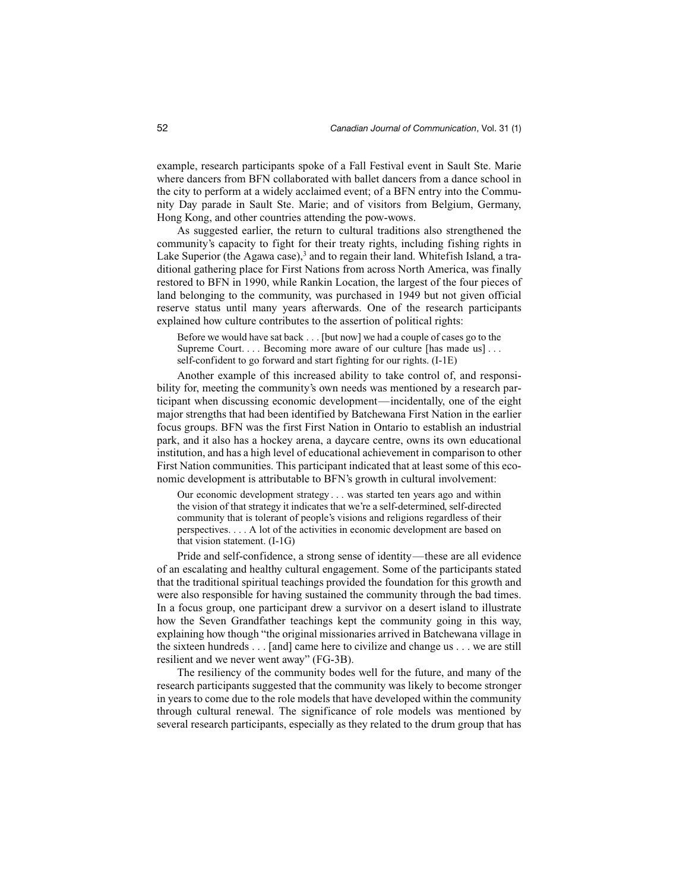example, research participants spoke of a Fall Festival event in Sault Ste. Marie where dancers from BFN collaborated with ballet dancers from a dance school in the city to perform at a widely acclaimed event; of a BFN entry into the Community Day parade in Sault Ste. Marie; and of visitors from Belgium, Germany, Hong Kong, and other countries attending the pow-wows.

As suggested earlier, the return to cultural traditions also strengthened the community's capacity to fight for their treaty rights, including fishing rights in Lake Superior (the Agawa case),[3] and to regain their land. Whitefish Island, a traditional gathering place for First Nations from across North America, was finally restored to BFN in 1990, while Rankin Location, the largest of the four pieces of land belonging to the community, was purchased in 1949 but not given official reserve status until many years afterwards. One of the research participants explained how culture contributes to the assertion of political rights:

> Before we would have sat back . . . [but now] we had a couple of cases go to the Supreme Court. . . . Becoming more aware of our culture [has made us] . . . self-confident to go forward and start fighting for our rights. (I-1E)

Another example of this increased ability to take control of, and responsibility for, meeting the community's own needs was mentioned by a research participant when discussing economic development—incidentally, one of the eight major strengths that had been identified by Batchewana First Nation in the earlier focus groups. BFN was the first First Nation in Ontario to establish an industrial park, and it also has a hockey arena, a daycare centre, owns its own educational institution, and has a high level of educational achievement in comparison to other First Nation communities. This participant indicated that at least some of this economic development is attributable to BFN's growth in cultural involvement:

> Our economic development strategy . . . was started ten years ago and within the vision of that strategy it indicates that we're a self-determined, self-directed community that is tolerant of people's visions and religions regardless of their perspectives. . . . A lot of the activities in economic development are based on that vision statement. (I-1G)

Pride and self-confidence, a strong sense of identity—these are all evidence of an escalating and healthy cultural engagement. Some of the participants stated that the traditional spiritual teachings provided the foundation for this growth and were also responsible for having sustained the community through the bad times. In a focus group, one participant drew a survivor on a desert island to illustrate how the Seven Grandfather teachings kept the community going in this way, explaining how though "the original missionaries arrived in Batchewana village in the sixteen hundreds . . . [and] came here to civilize and change us . . . we are still resilient and we never went away" (FG-3B).

The resiliency of the community bodes well for the future, and many of the research participants suggested that the community was likely to become stronger in years to come due to the role models that have developed within the community through cultural renewal. The significance of role models was mentioned by several research participants, especially as they related to the drum group that has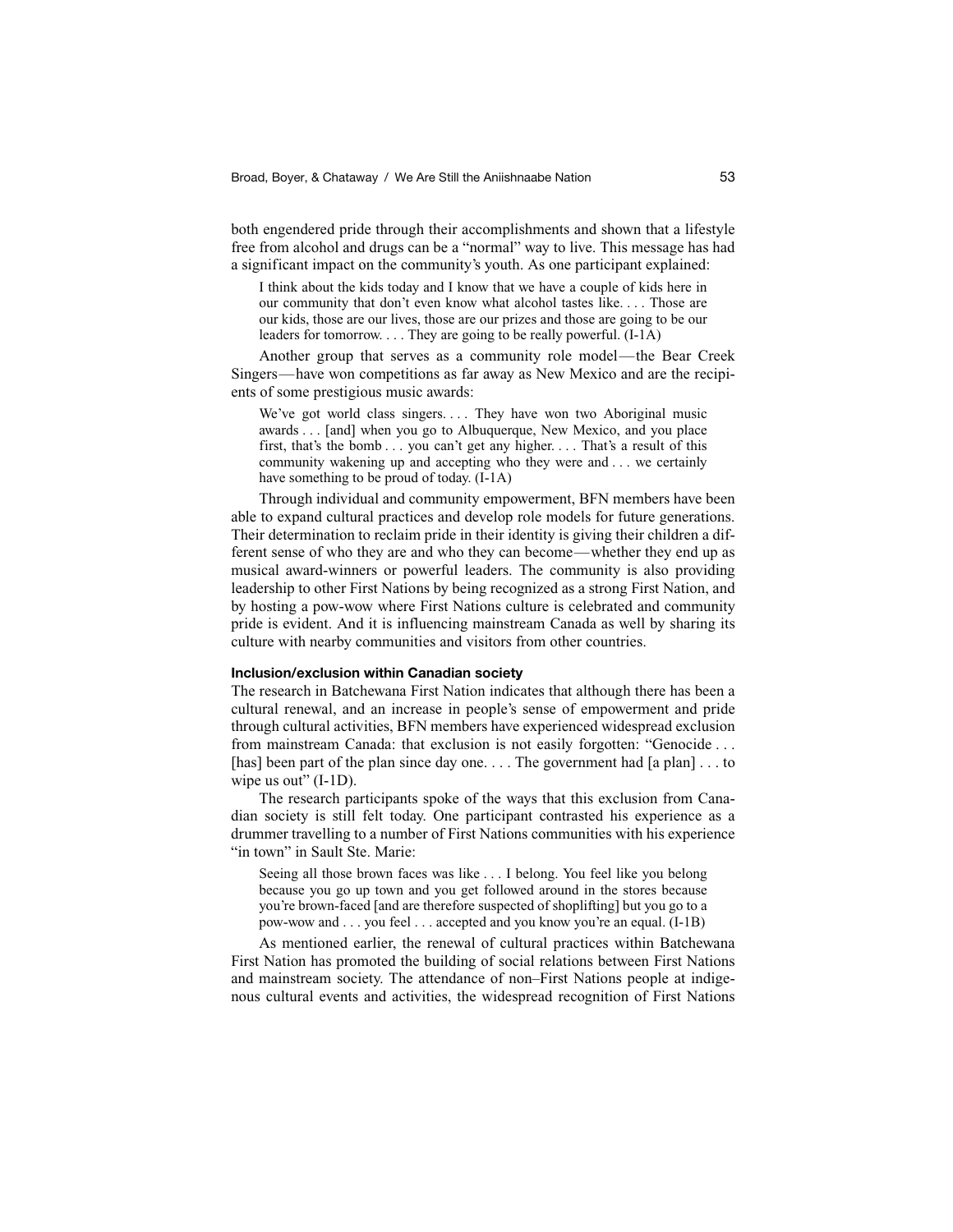both engendered pride through their accomplishments and shown that a lifestyle free from alcohol and drugs can be a "normal" way to live. This message has had a significant impact on the community's youth. As one participant explained:

> I think about the kids today and I know that we have a couple of kids here in our community that don't even know what alcohol tastes like. . . . Those are our kids, those are our lives, those are our prizes and those are going to be our leaders for tomorrow. . . . They are going to be really powerful. (I-1A)

Another group that serves as a community role model—the Bear Creek Singers—have won competitions as far away as New Mexico and are the recipients of some prestigious music awards:

> We've got world class singers. . . . They have won two Aboriginal music awards . . . [and] when you go to Albuquerque, New Mexico, and you place first, that's the bomb . . . you can't get any higher. . . . That's a result of this community wakening up and accepting who they were and . . . we certainly have something to be proud of today. (I-1A)

Through individual and community empowerment, BFN members have been able to expand cultural practices and develop role models for future generations. Their determination to reclaim pride in their identity is giving their children a different sense of who they are and who they can become—whether they end up as musical award-winners or powerful leaders. The community is also providing leadership to other First Nations by being recognized as a strong First Nation, and by hosting a pow-wow where First Nations culture is celebrated and community pride is evident. And it is influencing mainstream Canada as well by sharing its culture with nearby communities and visitors from other countries.

#### Inclusion/exclusion within Canadian society

The research in Batchewana First Nation indicates that although there has been a cultural renewal, and an increase in people's sense of empowerment and pride through cultural activities, BFN members have experienced widespread exclusion from mainstream Canada: that exclusion is not easily forgotten: "Genocide . . . [has] been part of the plan since day one. . . . The government had [a plan] . . . to wipe us out" (I-1D).

The research participants spoke of the ways that this exclusion from Canadian society is still felt today. One participant contrasted his experience as a drummer travelling to a number of First Nations communities with his experience "in town" in Sault Ste. Marie:

> Seeing all those brown faces was like . . . I belong. You feel like you belong because you go up town and you get followed around in the stores because you're brown-faced [and are therefore suspected of shoplifting] but you go to a pow-wow and . . . you feel . . . accepted and you know you're an equal. (I-1B)

As mentioned earlier, the renewal of cultural practices within Batchewana First Nation has promoted the building of social relations between First Nations and mainstream society. The attendance of non–First Nations people at indigenous cultural events and activities, the widespread recognition of First Nations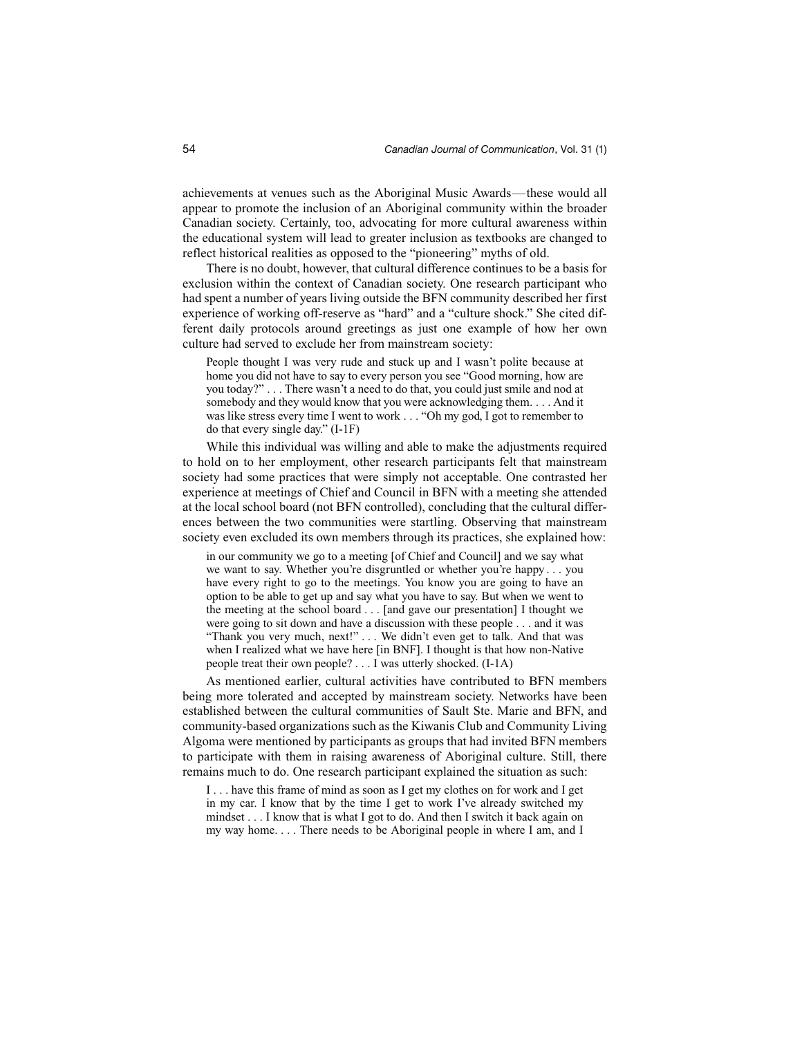achievements at venues such as the Aboriginal Music Awards—these would all appear to promote the inclusion of an Aboriginal community within the broader Canadian society. Certainly, too, advocating for more cultural awareness within the educational system will lead to greater inclusion as textbooks are changed to reflect historical realities as opposed to the "pioneering" myths of old.

There is no doubt, however, that cultural difference continues to be a basis for exclusion within the context of Canadian society. One research participant who had spent a number of years living outside the BFN community described her first experience of working off-reserve as "hard" and a "culture shock." She cited different daily protocols around greetings as just one example of how her own culture had served to exclude her from mainstream society:

> People thought I was very rude and stuck up and I wasn't polite because at home you did not have to say to every person you see "Good morning, how are you today?" . . . There wasn't a need to do that, you could just smile and nod at somebody and they would know that you were acknowledging them. . . . And it was like stress every time I went to work . . . "Oh my god, I got to remember to do that every single day." (I-1F)

While this individual was willing and able to make the adjustments required to hold on to her employment, other research participants felt that mainstream society had some practices that were simply not acceptable. One contrasted her experience at meetings of Chief and Council in BFN with a meeting she attended at the local school board (not BFN controlled), concluding that the cultural differences between the two communities were startling. Observing that mainstream society even excluded its own members through its practices, she explained how:

> in our community we go to a meeting [of Chief and Council] and we say what we want to say. Whether you're disgruntled or whether you're happy . . . you have every right to go to the meetings. You know you are going to have an option to be able to get up and say what you have to say. But when we went to the meeting at the school board . . . [and gave our presentation] I thought we were going to sit down and have a discussion with these people . . . and it was "Thank you very much, next!" . . . We didn't even get to talk. And that was when I realized what we have here [in BNF]. I thought is that how non-Native people treat their own people? . . . I was utterly shocked. (I-1A)

As mentioned earlier, cultural activities have contributed to BFN members being more tolerated and accepted by mainstream society. Networks have been established between the cultural communities of Sault Ste. Marie and BFN, and community-based organizations such as the Kiwanis Club and Community Living Algoma were mentioned by participants as groups that had invited BFN members to participate with them in raising awareness of Aboriginal culture. Still, there remains much to do. One research participant explained the situation as such:

> I . . . have this frame of mind as soon as I get my clothes on for work and I get in my car. I know that by the time I get to work I've already switched my mindset . . . I know that is what I got to do. And then I switch it back again on my way home. . . . There needs to be Aboriginal people in where I am, and I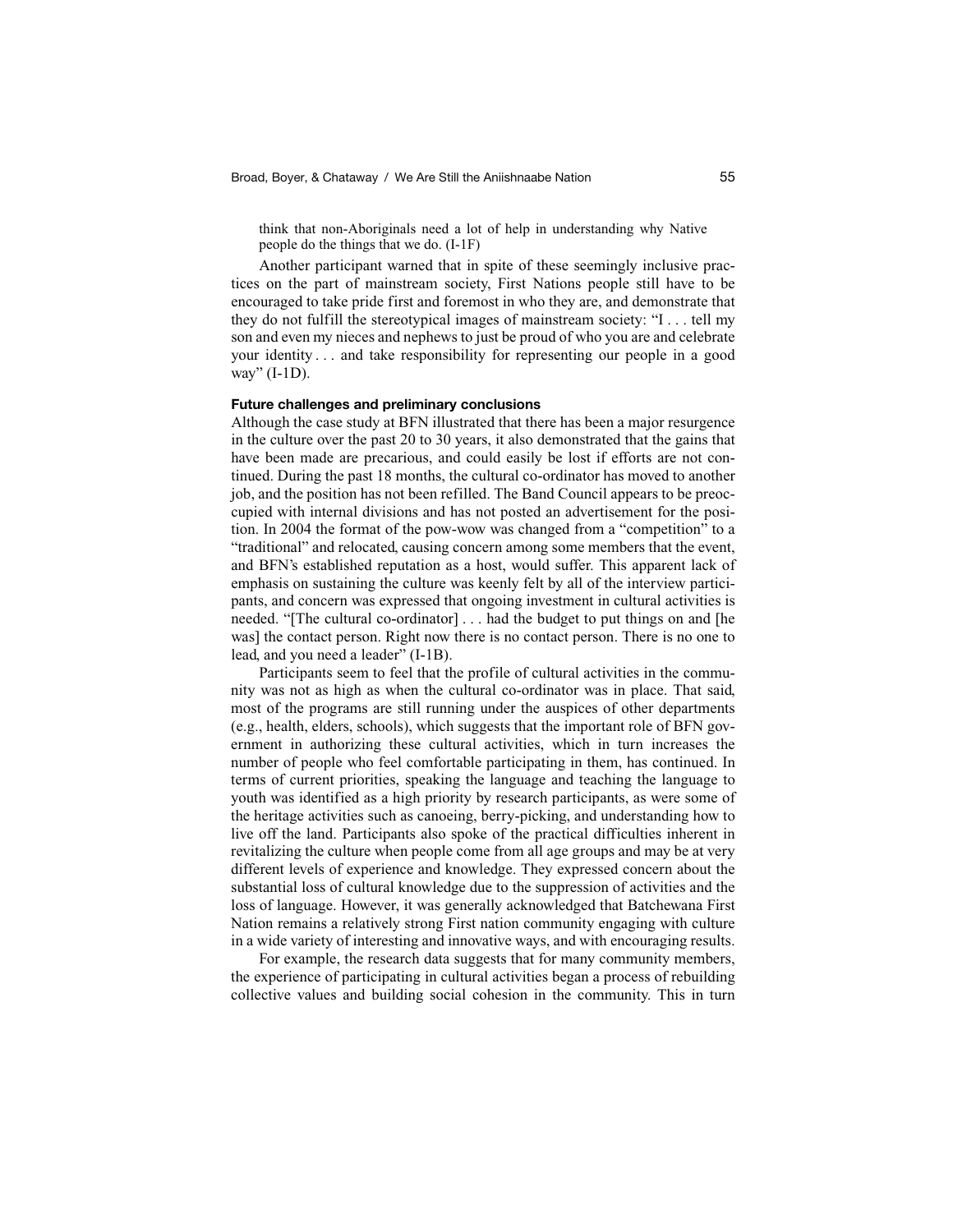> think that non-Aboriginals need a lot of help in understanding why Native people do the things that we do. (I-1F)

Another participant warned that in spite of these seemingly inclusive practices on the part of mainstream society, First Nations people still have to be encouraged to take pride first and foremost in who they are, and demonstrate that they do not fulfill the stereotypical images of mainstream society: "I . . . tell my son and even my nieces and nephews to just be proud of who you are and celebrate your identity . . . and take responsibility for representing our people in a good way" (I-1D).

### Future challenges and preliminary conclusions

Although the case study at BFN illustrated that there has been a major resurgence in the culture over the past 20 to 30 years, it also demonstrated that the gains that have been made are precarious, and could easily be lost if efforts are not continued. During the past 18 months, the cultural co-ordinator has moved to another job, and the position has not been refilled. The Band Council appears to be preoccupied with internal divisions and has not posted an advertisement for the position. In 2004 the format of the pow-wow was changed from a "competition" to a "traditional" and relocated, causing concern among some members that the event, and BFN's established reputation as a host, would suffer. This apparent lack of emphasis on sustaining the culture was keenly felt by all of the interview participants, and concern was expressed that ongoing investment in cultural activities is needed. "[The cultural co-ordinator] . . . had the budget to put things on and [he was] the contact person. Right now there is no contact person. There is no one to lead, and you need a leader" (I-1B).

Participants seem to feel that the profile of cultural activities in the community was not as high as when the cultural co-ordinator was in place. That said, most of the programs are still running under the auspices of other departments (e.g., health, elders, schools), which suggests that the important role of BFN government in authorizing these cultural activities, which in turn increases the number of people who feel comfortable participating in them, has continued. In terms of current priorities, speaking the language and teaching the language to youth was identified as a high priority by research participants, as were some of the heritage activities such as canoeing, berry-picking, and understanding how to live off the land. Participants also spoke of the practical difficulties inherent in revitalizing the culture when people come from all age groups and may be at very different levels of experience and knowledge. They expressed concern about the substantial loss of cultural knowledge due to the suppression of activities and the loss of language. However, it was generally acknowledged that Batchewana First Nation remains a relatively strong First nation community engaging with culture in a wide variety of interesting and innovative ways, and with encouraging results.

For example, the research data suggests that for many community members, the experience of participating in cultural activities began a process of rebuilding collective values and building social cohesion in the community. This in turn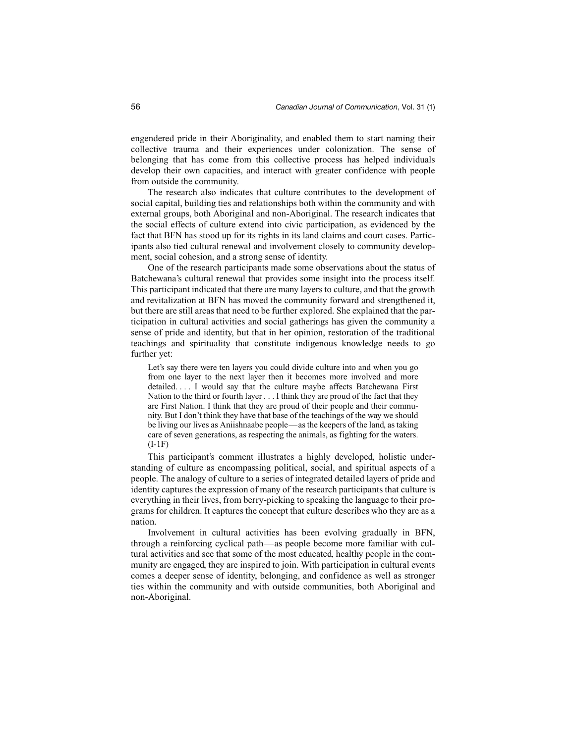engendered pride in their Aboriginality, and enabled them to start naming their collective trauma and their experiences under colonization. The sense of belonging that has come from this collective process has helped individuals develop their own capacities, and interact with greater confidence with people from outside the community.

The research also indicates that culture contributes to the development of social capital, building ties and relationships both within the community and with external groups, both Aboriginal and non-Aboriginal. The research indicates that the social effects of culture extend into civic participation, as evidenced by the fact that BFN has stood up for its rights in its land claims and court cases. Participants also tied cultural renewal and involvement closely to community development, social cohesion, and a strong sense of identity.

One of the research participants made some observations about the status of Batchewana's cultural renewal that provides some insight into the process itself. This participant indicated that there are many layers to culture, and that the growth and revitalization at BFN has moved the community forward and strengthened it, but there are still areas that need to be further explored. She explained that the participation in cultural activities and social gatherings has given the community a sense of pride and identity, but that in her opinion, restoration of the traditional teachings and spirituality that constitute indigenous knowledge needs to go further yet:

> Let's say there were ten layers you could divide culture into and when you go from one layer to the next layer then it becomes more involved and more detailed. . . . I would say that the culture maybe affects Batchewana First Nation to the third or fourth layer . . . I think they are proud of the fact that they are First Nation. I think that they are proud of their people and their community. But I don't think they have that base of the teachings of the way we should be living our lives as Aniishnaabe people—as the keepers of the land, as taking care of seven generations, as respecting the animals, as fighting for the waters. (I-1F)

This participant's comment illustrates a highly developed, holistic understanding of culture as encompassing political, social, and spiritual aspects of a people. The analogy of culture to a series of integrated detailed layers of pride and identity captures the expression of many of the research participants that culture is everything in their lives, from berry-picking to speaking the language to their programs for children. It captures the concept that culture describes who they are as a nation.

Involvement in cultural activities has been evolving gradually in BFN, through a reinforcing cyclical path—as people become more familiar with cultural activities and see that some of the most educated, healthy people in the community are engaged, they are inspired to join. With participation in cultural events comes a deeper sense of identity, belonging, and confidence as well as stronger ties within the community and with outside communities, both Aboriginal and non-Aboriginal.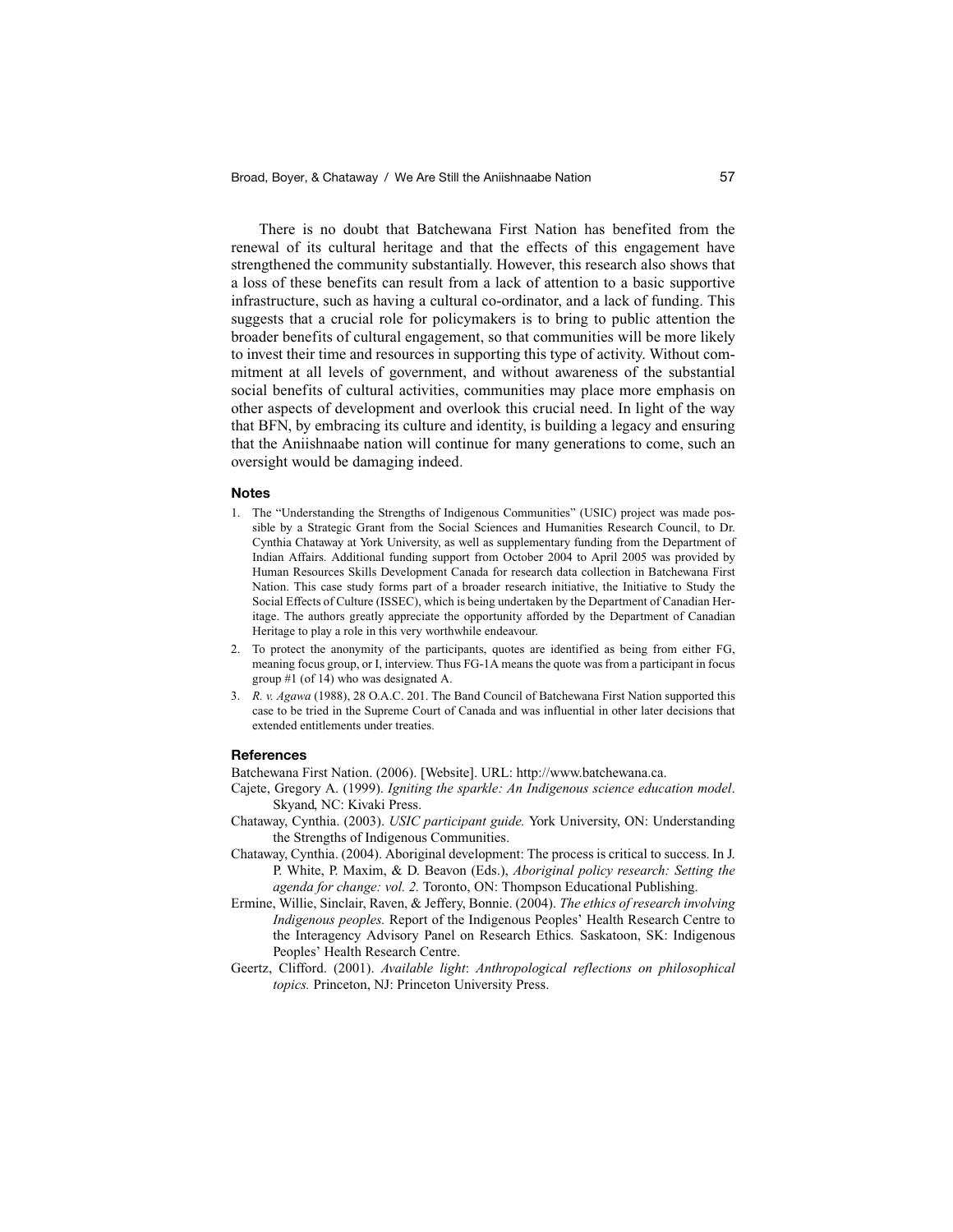There is no doubt that Batchewana First Nation has benefited from the renewal of its cultural heritage and that the effects of this engagement have strengthened the community substantially. However, this research also shows that a loss of these benefits can result from a lack of attention to a basic supportive infrastructure, such as having a cultural co-ordinator, and a lack of funding. This suggests that a crucial role for policymakers is to bring to public attention the broader benefits of cultural engagement, so that communities will be more likely to invest their time and resources in supporting this type of activity. Without commitment at all levels of government, and without awareness of the substantial social benefits of cultural activities, communities may place more emphasis on other aspects of development and overlook this crucial need. In light of the way that BFN, by embracing its culture and identity, is building a legacy and ensuring that the Aniishnaabe nation will continue for many generations to come, such an oversight would be damaging indeed.

### Notes

1. The "Understanding the Strengths of Indigenous Communities" (USIC) project was made possible by a Strategic Grant from the Social Sciences and Humanities Research Council, to Dr. Cynthia Chataway at York University, as well as supplementary funding from the Department of Indian Affairs. Additional funding support from October 2004 to April 2005 was provided by Human Resources Skills Development Canada for research data collection in Batchewana First Nation. This case study forms part of a broader research initiative, the Initiative to Study the Social Effects of Culture (ISSEC), which is being undertaken by the Department of Canadian Heritage. The authors greatly appreciate the opportunity afforded by the Department of Canadian Heritage to play a role in this very worthwhile endeavour.
2. To protect the anonymity of the participants, quotes are identified as being from either FG, meaning focus group, or I, interview. Thus FG-1A means the quote was from a participant in focus group #1 (of 14) who was designated A.
3. *R. v. Agawa* (1988), 28 O.A.C. 201. The Band Council of Batchewana First Nation supported this case to be tried in the Supreme Court of Canada and was influential in other later decisions that extended entitlements under treaties.

### References

Batchewana First Nation. (2006). [Website]. URL: http://www.batchewana.ca.

Cajete, Gregory A. (1999). *Igniting the sparkle: An Indigenous science education model*. Skyand, NC: Kivaki Press.

Chataway, Cynthia. (2003). *USIC participant guide.* York University, ON: Understanding the Strengths of Indigenous Communities.

Chataway, Cynthia. (2004). Aboriginal development: The process is critical to success. In J. P. White, P. Maxim, & D. Beavon (Eds.), *Aboriginal policy research: Setting the agenda for change: vol. 2.* Toronto, ON: Thompson Educational Publishing.

Ermine, Willie, Sinclair, Raven, & Jeffery, Bonnie. (2004). *The ethics of research involving Indigenous peoples.* Report of the Indigenous Peoples' Health Research Centre to the Interagency Advisory Panel on Research Ethics. Saskatoon, SK: Indigenous Peoples' Health Research Centre.

Geertz, Clifford. (2001). *Available light*: *Anthropological reflections on philosophical topics.* Princeton, NJ: Princeton University Press.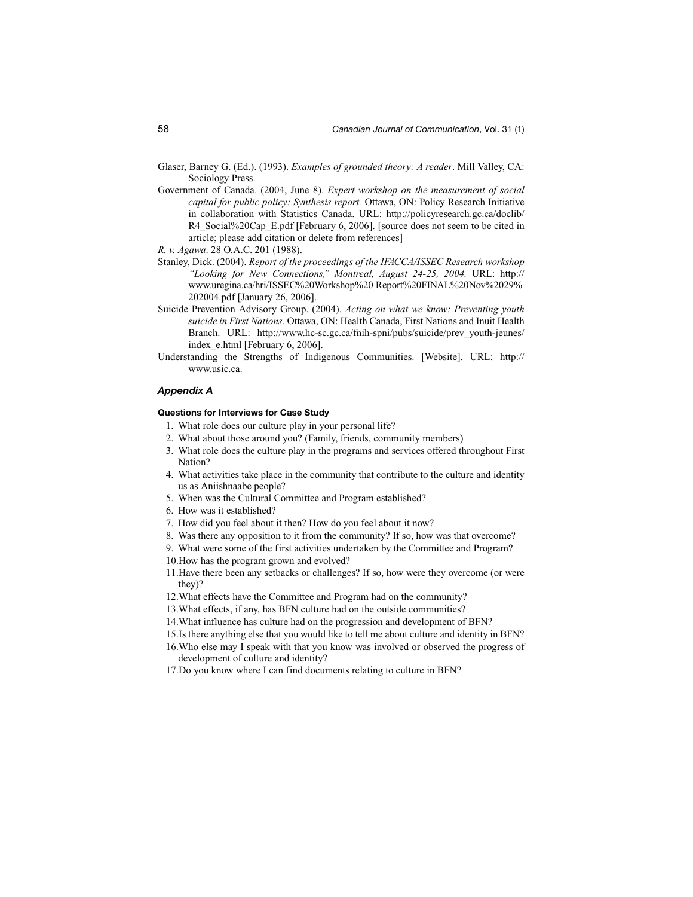Glaser, Barney G. (Ed.). (1993). *Examples of grounded theory: A reader*. Mill Valley, CA: Sociology Press.

Government of Canada. (2004, June 8). *Expert workshop on the measurement of social capital for public policy: Synthesis report.* Ottawa, ON: Policy Research Initiative in collaboration with Statistics Canada. URL: http://policyresearch.gc.ca/doclib/R4_Social%20Cap_E.pdf [February 6, 2006]. [source does not seem to be cited in article; please add citation or delete from references]

*R. v. Agawa*. 28 O.A.C. 201 (1988).

Stanley, Dick. (2004). *Report of the proceedings of the IFACCA/ISSEC Research workshop "Looking for New Connections," Montreal, August 24-25, 2004.* URL: http://www.uregina.ca/hri/ISSEC%20Workshop%20 Report%20FINAL%20Nov%2029%202004.pdf [January 26, 2006].

Suicide Prevention Advisory Group. (2004). *Acting on what we know: Preventing youth suicide in First Nations.* Ottawa, ON: Health Canada, First Nations and Inuit Health Branch. URL: http://www.hc-sc.gc.ca/fnih-spni/pubs/suicide/prev_youth-jeunes/index_e.html [February 6, 2006].

Understanding the Strengths of Indigenous Communities. [Website]. URL: http://www.usic.ca.

## *Appendix A*

### Questions for Interviews for Case Study

1. What role does our culture play in your personal life?
2. What about those around you? (Family, friends, community members)
3. What role does the culture play in the programs and services offered throughout First Nation?
4. What activities take place in the community that contribute to the culture and identity us as Aniishnaabe people?
5. When was the Cultural Committee and Program established?
6. How was it established?
7. How did you feel about it then? How do you feel about it now?
8. Was there any opposition to it from the community? If so, how was that overcome?
9. What were some of the first activities undertaken by the Committee and Program?
10. How has the program grown and evolved?
11. Have there been any setbacks or challenges? If so, how were they overcome (or were they)?
12. What effects have the Committee and Program had on the community?
13. What effects, if any, has BFN culture had on the outside communities?
14. What influence has culture had on the progression and development of BFN?
15. Is there anything else that you would like to tell me about culture and identity in BFN?
16. Who else may I speak with that you know was involved or observed the progress of development of culture and identity?
17. Do you know where I can find documents relating to culture in BFN?